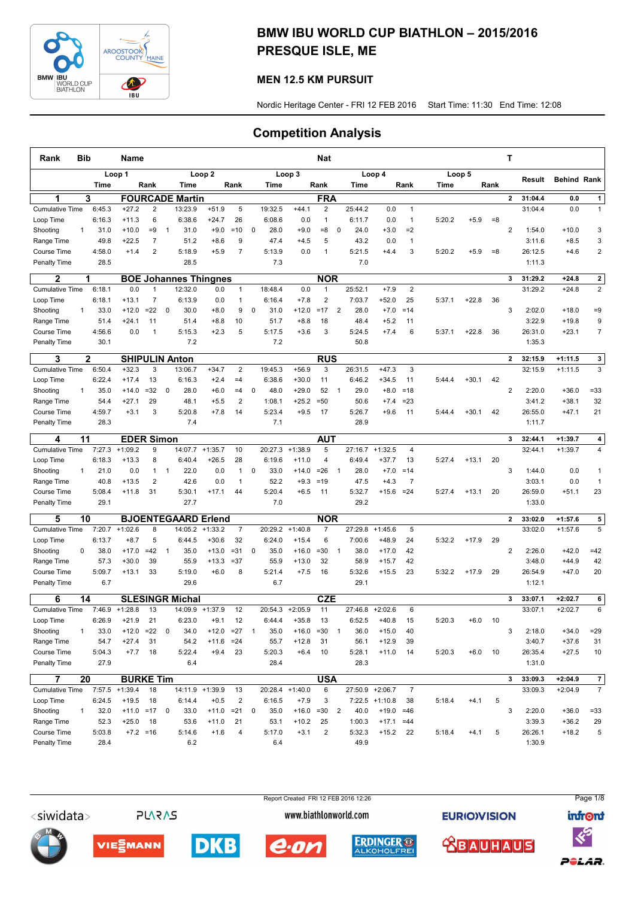# BMW IBU WORLD CUP BIATHLON – 2015/2016

# PRESQUE ISLE, ME

## MEN 12.5 KM PURSUIT

Nordic Heritage Center - FRI 12 FEB 2016 Start Time: 11:30 End Time: 12:08

## Competition Analysis

| Rank | Bib | Name | | | | | | Nat | | | | | | | | | | T | Result | Behind | Rank |
|---|---|---|---|---|---|---|---|---|---|---|---|---|---|---|---|---|---|---|---|---|---|
| | Loop 1 | | | | Loop 2 | | | Loop 3 | | | | Loop 4 | | | | Loop 5 | | | | | |
| | Time | | Rank | | Time | | Rank | Time | | Rank | | Time | | Rank | | Time | | Rank | | | |
| **1** | **3** | **FOURCADE Martin** | | | | | | **FRA** | | | | | | | | | | **2** | **31:04.4** | **0.0** | **1** |
| Cumulative Time | 6:45.3 | +27.2 | 2 | | 13:23.9 | +51.9 | 5 | 19:32.5 | +44.1 | 2 | | 25:44.2 | 0.0 | 1 | | | | | 31:04.4 | 0.0 | 1 |
| Loop Time | 6:16.3 | +11.3 | 6 | | 6:38.6 | +24.7 | 26 | 6:08.6 | 0.0 | 1 | | 6:11.7 | 0.0 | 1 | | 5:20.2 | +5.9 | =8 | | | |
| Shooting | 1 | 31.0 | +10.0 | =9 | 1 | 31.0 | +9.0 | =10 | 0 | 28.0 | +9.0 | =8 | 0 | 24.0 | +3.0 | =2 | | 2 | 1:54.0 | +10.0 | 3 |
| Range Time | 49.8 | +22.5 | 7 | | 51.2 | +8.6 | 9 | 47.4 | +4.5 | 5 | | 43.2 | 0.0 | 1 | | | | | 3:11.6 | +8.5 | 3 |
| Course Time | 4:58.0 | +1.4 | 2 | | 5:18.9 | +5.9 | 7 | 5:13.9 | 0.0 | 1 | | 5:21.5 | +4.4 | 3 | | 5:20.2 | +5.9 | =8 | 26:12.5 | +4.6 | 2 |
| Penalty Time | 28.5 | | | | 28.5 | | | 7.3 | | | | 7.0 | | | | | | | 1:11.3 | | |
| **2** | **1** | **BOE Johannes Thingnes** | | | | | | **NOR** | | | | | | | | | | **3** | **31:29.2** | **+24.8** | **2** |
| Cumulative Time | 6:18.1 | 0.0 | 1 | | 12:32.0 | 0.0 | 1 | 18:48.4 | 0.0 | 1 | | 25:52.1 | +7.9 | 2 | | | | | 31:29.2 | +24.8 | 2 |
| Loop Time | 6:18.1 | +13.1 | 7 | | 6:13.9 | 0.0 | 1 | 6:16.4 | +7.8 | 2 | | 7:03.7 | +52.0 | 25 | | 5:37.1 | +22.8 | 36 | | | |
| Shooting | 1 | 33.0 | +12.0 | =22 | 0 | 30.0 | +8.0 | 9 | 0 | 31.0 | +12.0 | =17 | 2 | 28.0 | +7.0 | =14 | | 3 | 2:02.0 | +18.0 | =9 |
| Range Time | 51.4 | +24.1 | 11 | | 51.4 | +8.8 | 10 | 51.7 | +8.8 | 18 | | 48.4 | +5.2 | 11 | | | | | 3:22.9 | +19.8 | 9 |
| Course Time | 4:56.6 | 0.0 | 1 | | 5:15.3 | +2.3 | 5 | 5:17.5 | +3.6 | 3 | | 5:24.5 | +7.4 | 6 | | 5:37.1 | +22.8 | 36 | 26:31.0 | +23.1 | 7 |
| Penalty Time | 30.1 | | | | 7.2 | | | 7.2 | | | | 50.8 | | | | | | | 1:35.3 | | |
| **3** | **2** | **SHIPULIN Anton** | | | | | | **RUS** | | | | | | | | | | **2** | **32:15.9** | **+1:11.5** | **3** |
| Cumulative Time | 6:50.4 | +32.3 | 3 | | 13:06.7 | +34.7 | 2 | 19:45.3 | +56.9 | 3 | | 26:31.5 | +47.3 | 3 | | | | | 32:15.9 | +1:11.5 | 3 |
| Loop Time | 6:22.4 | +17.4 | 13 | | 6:16.3 | +2.4 | =4 | 6:38.6 | +30.0 | 11 | | 6:46.2 | +34.5 | 11 | | 5:44.4 | +30.1 | 42 | | | |
| Shooting | 1 | 35.0 | +14.0 | =32 | 0 | 28.0 | +6.0 | =4 | 0 | 48.0 | +29.0 | 52 | 1 | 29.0 | +8.0 | =18 | | 2 | 2:20.0 | +36.0 | =33 |
| Range Time | 54.4 | +27.1 | 29 | | 48.1 | +5.5 | 2 | 1:08.1 | +25.2 | =50 | | 50.6 | +7.4 | =23 | | | | | 3:41.2 | +38.1 | 32 |
| Course Time | 4:59.7 | +3.1 | 3 | | 5:20.8 | +7.8 | 14 | 5:23.4 | +9.5 | 17 | | 5:26.7 | +9.6 | 11 | | 5:44.4 | +30.1 | 42 | 26:55.0 | +47.1 | 21 |
| Penalty Time | 28.3 | | | | 7.4 | | | 7.1 | | | | 28.9 | | | | | | | 1:11.7 | | |
| **4** | **11** | **EDER Simon** | | | | | | **AUT** | | | | | | | | | | **3** | **32:44.1** | **+1:39.7** | **4** |
| Cumulative Time | 7:27.3 | +1:09.2 | 9 | | 14:07.7 | +1:35.7 | 10 | 20:27.3 | +1:38.9 | 5 | | 27:16.7 | +1:32.5 | 4 | | | | | 32:44.1 | +1:39.7 | 4 |
| Loop Time | 6:18.3 | +13.3 | 8 | | 6:40.4 | +26.5 | 28 | 6:19.6 | +11.0 | 4 | | 6:49.4 | +37.7 | 13 | | 5:27.4 | +13.1 | 20 | | | |
| Shooting | 1 | 21.0 | 0.0 | 1 | 1 | 22.0 | 0.0 | 1 | 0 | 33.0 | +14.0 | =26 | 1 | 28.0 | +7.0 | =14 | | 3 | 1:44.0 | 0.0 | 1 |
| Range Time | 40.8 | +13.5 | 2 | | 42.6 | 0.0 | 1 | 52.2 | +9.3 | =19 | | 47.5 | +4.3 | 7 | | | | | 3:03.1 | 0.0 | 1 |
| Course Time | 5:08.4 | +11.8 | 31 | | 5:30.1 | +17.1 | 44 | 5:20.4 | +6.5 | 11 | | 5:32.7 | +15.6 | =24 | | 5:27.4 | +13.1 | 20 | 26:59.0 | +51.1 | 23 |
| Penalty Time | 29.1 | | | | 27.7 | | | 7.0 | | | | 29.2 | | | | | | | 1:33.0 | | |
| **5** | **10** | **BJOENTEGAARD Erlend** | | | | | | **NOR** | | | | | | | | | | **2** | **33:02.0** | **+1:57.6** | **5** |
| Cumulative Time | 7:20.7 | +1:02.6 | 8 | | 14:05.2 | +1:33.2 | 7 | 20:29.2 | +1:40.8 | 7 | | 27:29.8 | +1:45.6 | 5 | | | | | 33:02.0 | +1:57.6 | 5 |
| Loop Time | 6:13.7 | +8.7 | 5 | | 6:44.5 | +30.6 | 32 | 6:24.0 | +15.4 | 6 | | 7:00.6 | +48.9 | 24 | | 5:32.2 | +17.9 | 29 | | | |
| Shooting | 0 | 38.0 | +17.0 | =42 | 1 | 35.0 | +13.0 | =31 | 0 | 35.0 | +16.0 | =30 | 1 | 38.0 | +17.0 | 42 | | 2 | 2:26.0 | +42.0 | =42 |
| Range Time | 57.3 | +30.0 | 39 | | 55.9 | +13.3 | =37 | 55.9 | +13.0 | 32 | | 58.9 | +15.7 | 42 | | | | | 3:48.0 | +44.9 | 42 |
| Course Time | 5:09.7 | +13.1 | 33 | | 5:19.0 | +6.0 | 8 | 5:21.4 | +7.5 | 16 | | 5:32.6 | +15.5 | 23 | | 5:32.2 | +17.9 | 29 | 26:54.9 | +47.0 | 20 |
| Penalty Time | 6.7 | | | | 29.6 | | | 6.7 | | | | 29.1 | | | | | | | 1:12.1 | | |
| **6** | **14** | **SLESINGR Michal** | | | | | | **CZE** | | | | | | | | | | **3** | **33:07.1** | **+2:02.7** | **6** |
| Cumulative Time | 7:46.9 | +1:28.8 | 13 | | 14:09.9 | +1:37.9 | 12 | 20:54.3 | +2:05.9 | 11 | | 27:46.8 | +2:02.6 | 6 | | | | | 33:07.1 | +2:02.7 | 6 |
| Loop Time | 6:26.9 | +21.9 | 21 | | 6:23.0 | +9.1 | 12 | 6:44.4 | +35.8 | 13 | | 6:52.5 | +40.8 | 15 | | 5:20.3 | +6.0 | 10 | | | |
| Shooting | 1 | 33.0 | +12.0 | =22 | 0 | 34.0 | +12.0 | =27 | 1 | 35.0 | +16.0 | =30 | 1 | 36.0 | +15.0 | 40 | | 3 | 2:18.0 | +34.0 | =29 |
| Range Time | 54.7 | +27.4 | 31 | | 54.2 | +11.6 | =24 | 55.7 | +12.8 | 31 | | 56.1 | +12.9 | 39 | | | | | 3:40.7 | +37.6 | 31 |
| Course Time | 5:04.3 | +7.7 | 18 | | 5:22.4 | +9.4 | 23 | 5:20.3 | +6.4 | 10 | | 5:28.1 | +11.0 | 14 | | 5:20.3 | +6.0 | 10 | 26:35.4 | +27.5 | 10 |
| Penalty Time | 27.9 | | | | 6.4 | | | 28.4 | | | | 28.3 | | | | | | | 1:31.0 | | |
| **7** | **20** | **BURKE Tim** | | | | | | **USA** | | | | | | | | | | **3** | **33:09.3** | **+2:04.9** | **7** |
| Cumulative Time | 7:57.5 | +1:39.4 | 18 | | 14:11.9 | +1:39.9 | 13 | 20:28.4 | +1:40.0 | 6 | | 27:50.9 | +2:06.7 | 7 | | | | | 33:09.3 | +2:04.9 | 7 |
| Loop Time | 6:24.5 | +19.5 | 18 | | 6:14.4 | +0.5 | 2 | 6:16.5 | +7.9 | 3 | | 7:22.5 | +1:10.8 | 38 | | 5:18.4 | +4.1 | 5 | | | |
| Shooting | 1 | 32.0 | +11.0 | =17 | 0 | 33.0 | +11.0 | =21 | 0 | 35.0 | +16.0 | =30 | 2 | 40.0 | +19.0 | =46 | | 3 | 2:20.0 | +36.0 | =33 |
| Range Time | 52.3 | +25.0 | 18 | | 53.6 | +11.0 | 21 | 53.1 | +10.2 | 25 | | 1:00.3 | +17.1 | =44 | | | | | 3:39.3 | +36.2 | 29 |
| Course Time | 5:03.8 | +7.2 | =16 | | 5:14.6 | +1.6 | 4 | 5:17.0 | +3.1 | 2 | | 5:32.3 | +15.2 | 22 | | 5:18.4 | +4.1 | 5 | 26:26.1 | +18.2 | 5 |
| Penalty Time | 28.4 | | | | 6.2 | | | 6.4 | | | | 49.9 | | | | | | | 1:30.9 | | |

Report Created FRI 12 FEB 2016 12:26

www.biathlonworld.com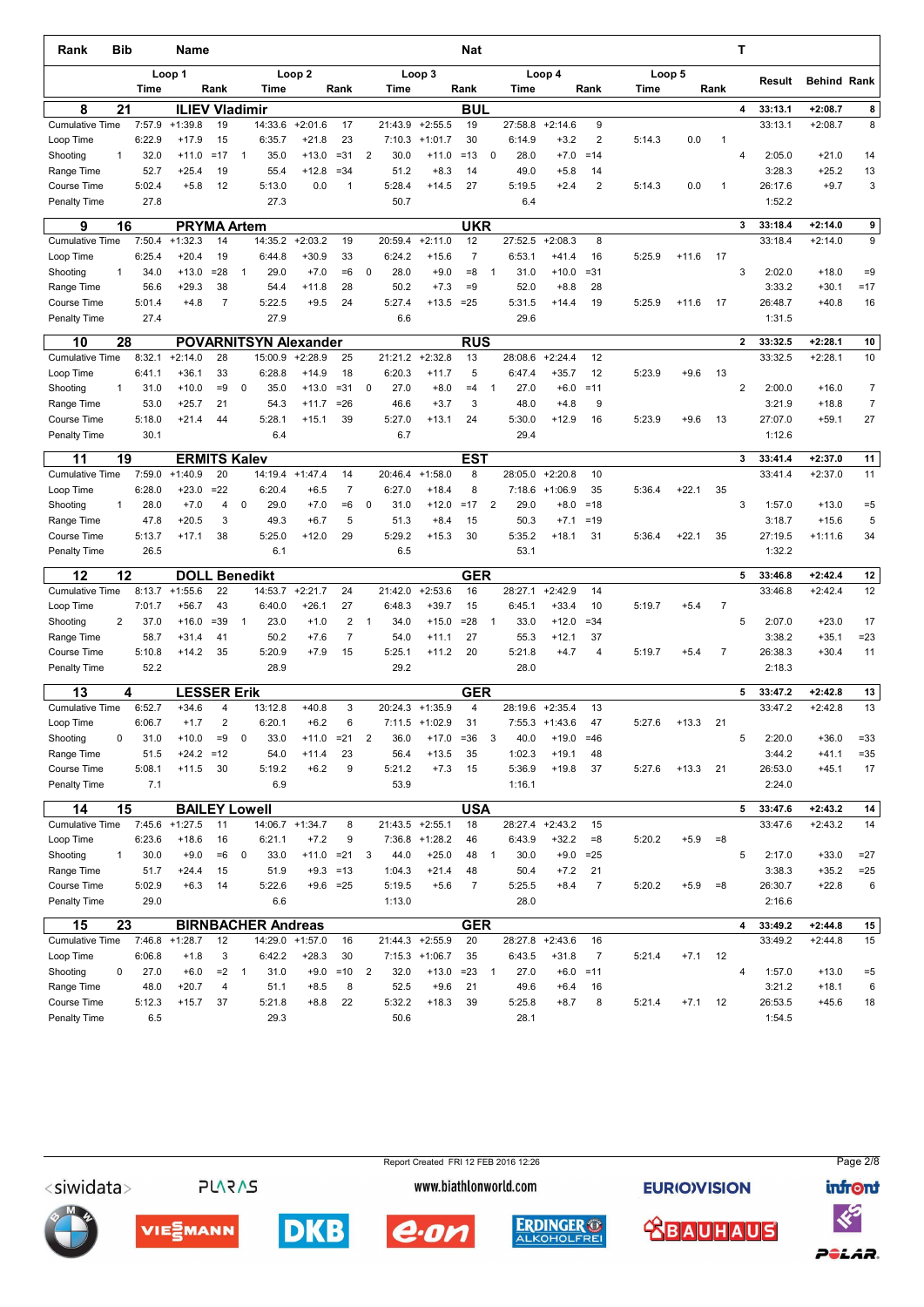| Rank | Bib | Name | | | | | | | | | | | Nat | | | | | | | T | | | |
|---|---|---|---|---|---|---|---|---|---|---|---|---|---|---|---|---|---|---|---|---|---|---|---|
| | | Loop 1 | | | | Loop 2 | | | | Loop 3 | | | | Loop 4 | | | | Loop 5 | | | Result | Behind | Rank |
| | | Time | | Rank | | Time | | Rank | | Time | | Rank | | Time | | Rank | | Time | | Rank | | | |
| **8** | **21** | **ILIEV Vladimir** | | | | | | | | | | | **BUL** | | | | | | | **4** | **33:13.1** | **+2:08.7** | **8** |
| Cumulative Time | | 7:57.9 | +1:39.8 | 19 | | 14:33.6 | +2:01.6 | 17 | | 21:43.9 | +2:55.5 | 19 | | 27:58.8 | +2:14.6 | 9 | | | | | 33:13.1 | +2:08.7 | 8 |
| Loop Time | | 6:22.9 | +17.9 | 15 | | 6:35.7 | +21.8 | 23 | | 7:10.3 | +1:01.7 | 30 | | 6:14.9 | +3.2 | 2 | | 5:14.3 | 0.0 | 1 | | | |
| Shooting | 1 | 32.0 | +11.0 | =17 | 1 | 35.0 | +13.0 | =31 | 2 | 30.0 | +11.0 | =13 | 0 | 28.0 | +7.0 | =14 | | | | 4 | 2:05.0 | +21.0 | 14 |
| Range Time | | 52.7 | +25.4 | 19 | | 55.4 | +12.8 | =34 | | 51.2 | +8.3 | 14 | | 49.0 | +5.8 | 14 | | | | | 3:28.3 | +25.2 | 13 |
| Course Time | | 5:02.4 | +5.8 | 12 | | 5:13.0 | 0.0 | 1 | | 5:28.4 | +14.5 | 27 | | 5:19.5 | +2.4 | 2 | | 5:14.3 | 0.0 | 1 | 26:17.6 | +9.7 | 3 |
| Penalty Time | | 27.8 | | | | 27.3 | | | | 50.7 | | | | 6.4 | | | | | | | 1:52.2 | | |
| **9** | **16** | **PRYMA Artem** | | | | | | | | | | | **UKR** | | | | | | | **3** | **33:18.4** | **+2:14.0** | **9** |
| Cumulative Time | | 7:50.4 | +1:32.3 | 14 | | 14:35.2 | +2:03.2 | 19 | | 20:59.4 | +2:11.0 | 12 | | 27:52.5 | +2:08.3 | 8 | | | | | 33:18.4 | +2:14.0 | 9 |
| Loop Time | | 6:25.4 | +20.4 | 19 | | 6:44.8 | +30.9 | 33 | | 6:24.2 | +15.6 | 7 | | 6:53.1 | +41.4 | 16 | | 5:25.9 | +11.6 | 17 | | | |
| Shooting | 1 | 34.0 | +13.0 | =28 | 1 | 29.0 | +7.0 | =6 | 0 | 28.0 | +9.0 | =8 | 1 | 31.0 | +10.0 | =31 | | | | 3 | 2:02.0 | +18.0 | =9 |
| Range Time | | 56.6 | +29.3 | 38 | | 54.4 | +11.8 | 28 | | 50.2 | +7.3 | =9 | | 52.0 | +8.8 | 28 | | | | | 3:33.2 | +30.1 | =17 |
| Course Time | | 5:01.4 | +4.8 | 7 | | 5:22.5 | +9.5 | 24 | | 5:27.4 | +13.5 | =25 | | 5:31.5 | +14.4 | 19 | | 5:25.9 | +11.6 | 17 | 26:48.7 | +40.8 | 16 |
| Penalty Time | | 27.4 | | | | 27.9 | | | | 6.6 | | | | 29.6 | | | | | | | 1:31.5 | | |
| **10** | **28** | **POVARNITSYN Alexander** | | | | | | | | | | | **RUS** | | | | | | | **2** | **33:32.5** | **+2:28.1** | **10** |
| Cumulative Time | | 8:32.1 | +2:14.0 | 28 | | 15:00.9 | +2:28.9 | 25 | | 21:21.2 | +2:32.8 | 13 | | 28:08.6 | +2:24.4 | 12 | | | | | 33:32.5 | +2:28.1 | 10 |
| Loop Time | | 6:41.1 | +36.1 | 33 | | 6:28.8 | +14.9 | 18 | | 6:20.3 | +11.7 | 5 | | 6:47.4 | +35.7 | 12 | | 5:23.9 | +9.6 | 13 | | | |
| Shooting | 1 | 31.0 | +10.0 | =9 | 0 | 35.0 | +13.0 | =31 | 0 | 27.0 | +8.0 | =4 | 1 | 27.0 | +6.0 | =11 | | | | 2 | 2:00.0 | +16.0 | 7 |
| Range Time | | 53.0 | +25.7 | 21 | | 54.3 | +11.7 | =26 | | 46.6 | +3.7 | 3 | | 48.0 | +4.8 | 9 | | | | | 3:21.9 | +18.8 | 7 |
| Course Time | | 5:18.0 | +21.4 | 44 | | 5:28.1 | +15.1 | 39 | | 5:27.0 | +13.1 | 24 | | 5:30.0 | +12.9 | 16 | | 5:23.9 | +9.6 | 13 | 27:07.0 | +59.1 | 27 |
| Penalty Time | | 30.1 | | | | 6.4 | | | | 6.7 | | | | 29.4 | | | | | | | 1:12.6 | | |
| **11** | **19** | **ERMITS Kalev** | | | | | | | | | | | **EST** | | | | | | | **3** | **33:41.4** | **+2:37.0** | **11** |
| Cumulative Time | | 7:59.0 | +1:40.9 | 20 | | 14:19.4 | +1:47.4 | 14 | | 20:46.4 | +1:58.0 | 8 | | 28:05.0 | +2:20.8 | 10 | | | | | 33:41.4 | +2:37.0 | 11 |
| Loop Time | | 6:28.0 | +23.0 | =22 | | 6:20.4 | +6.5 | 7 | | 6:27.0 | +18.4 | 8 | | 7:18.6 | +1:06.9 | 35 | | 5:36.4 | +22.1 | 35 | | | |
| Shooting | 1 | 28.0 | +7.0 | 4 | 0 | 29.0 | +7.0 | =6 | 0 | 31.0 | +12.0 | =17 | 2 | 29.0 | +8.0 | =18 | | | | 3 | 1:57.0 | +13.0 | =5 |
| Range Time | | 47.8 | +20.5 | 3 | | 49.3 | +6.7 | 5 | | 51.3 | +8.4 | 15 | | 50.3 | +7.1 | =19 | | | | | 3:18.7 | +15.6 | 5 |
| Course Time | | 5:13.7 | +17.1 | 38 | | 5:25.0 | +12.0 | 29 | | 5:29.2 | +15.3 | 30 | | 5:35.2 | +18.1 | 31 | | 5:36.4 | +22.1 | 35 | 27:19.5 | +1:11.6 | 34 |
| Penalty Time | | 26.5 | | | | 6.1 | | | | 6.5 | | | | 53.1 | | | | | | | 1:32.2 | | |
| **12** | **12** | **DOLL Benedikt** | | | | | | | | | | | **GER** | | | | | | | **5** | **33:46.8** | **+2:42.4** | **12** |
| Cumulative Time | | 8:13.7 | +1:55.6 | 22 | | 14:53.7 | +2:21.7 | 24 | | 21:42.0 | +2:53.6 | 16 | | 28:27.1 | +2:42.9 | 14 | | | | | 33:46.8 | +2:42.4 | 12 |
| Loop Time | | 7:01.7 | +56.7 | 43 | | 6:40.0 | +26.1 | 27 | | 6:48.3 | +39.7 | 15 | | 6:45.1 | +33.4 | 10 | | 5:19.7 | +5.4 | 7 | | | |
| Shooting | 2 | 37.0 | +16.0 | =39 | 1 | 23.0 | +1.0 | 2 | 1 | 34.0 | +15.0 | =28 | 1 | 33.0 | +12.0 | =34 | | | | 5 | 2:07.0 | +23.0 | 17 |
| Range Time | | 58.7 | +31.4 | 41 | | 50.2 | +7.6 | 7 | | 54.0 | +11.1 | 27 | | 55.3 | +12.1 | 37 | | | | | 3:38.2 | +35.1 | =23 |
| Course Time | | 5:10.8 | +14.2 | 35 | | 5:20.9 | +7.9 | 15 | | 5:25.1 | +11.2 | 20 | | 5:21.8 | +4.7 | 4 | | 5:19.7 | +5.4 | 7 | 26:38.3 | +30.4 | 11 |
| Penalty Time | | 52.2 | | | | 28.9 | | | | 29.2 | | | | 28.0 | | | | | | | 2:18.3 | | |
| **13** | **4** | **LESSER Erik** | | | | | | | | | | | **GER** | | | | | | | **5** | **33:47.2** | **+2:42.8** | **13** |
| Cumulative Time | | 6:52.7 | +34.6 | 4 | | 13:12.8 | +40.8 | 3 | | 20:24.3 | +1:35.9 | 4 | | 28:19.6 | +2:35.4 | 13 | | | | | 33:47.2 | +2:42.8 | 13 |
| Loop Time | | 6:06.7 | +1.7 | 2 | | 6:20.1 | +6.2 | 6 | | 7:11.5 | +1:02.9 | 31 | | 7:55.3 | +1:43.6 | 47 | | 5:27.6 | +13.3 | 21 | | | |
| Shooting | 0 | 31.0 | +10.0 | =9 | 0 | 33.0 | +11.0 | =21 | 2 | 36.0 | +17.0 | =36 | 3 | 40.0 | +19.0 | =46 | | | | 5 | 2:20.0 | +36.0 | =33 |
| Range Time | | 51.5 | +24.2 | =12 | | 54.0 | +11.4 | 23 | | 56.4 | +13.5 | 35 | | 1:02.3 | +19.1 | 48 | | | | | 3:44.2 | +41.1 | =35 |
| Course Time | | 5:08.1 | +11.5 | 30 | | 5:19.2 | +6.2 | 9 | | 5:21.2 | +7.3 | 15 | | 5:36.9 | +19.8 | 37 | | 5:27.6 | +13.3 | 21 | 26:53.0 | +45.1 | 17 |
| Penalty Time | | 7.1 | | | | 6.9 | | | | 53.9 | | | | 1:16.1 | | | | | | | 2:24.0 | | |
| **14** | **15** | **BAILEY Lowell** | | | | | | | | | | | **USA** | | | | | | | **5** | **33:47.6** | **+2:43.2** | **14** |
| Cumulative Time | | 7:45.6 | +1:27.5 | 11 | | 14:06.7 | +1:34.7 | 8 | | 21:43.5 | +2:55.1 | 18 | | 28:27.4 | +2:43.2 | 15 | | | | | 33:47.6 | +2:43.2 | 14 |
| Loop Time | | 6:23.6 | +18.6 | 16 | | 6:21.1 | +7.2 | 9 | | 7:36.8 | +1:28.2 | 46 | | 6:43.9 | +32.2 | =8 | | 5:20.2 | +5.9 | =8 | | | |
| Shooting | 1 | 30.0 | +9.0 | =6 | 0 | 33.0 | +11.0 | =21 | 3 | 44.0 | +25.0 | 48 | 1 | 30.0 | +9.0 | =25 | | | | 5 | 2:17.0 | +33.0 | =27 |
| Range Time | | 51.7 | +24.4 | 15 | | 51.9 | +9.3 | =13 | | 1:04.3 | +21.4 | 48 | | 50.4 | +7.2 | 21 | | | | | 3:38.3 | +35.2 | =25 |
| Course Time | | 5:02.9 | +6.3 | 14 | | 5:22.6 | +9.6 | =25 | | 5:19.5 | +5.6 | 7 | | 5:25.5 | +8.4 | 7 | | 5:20.2 | +5.9 | =8 | 26:30.7 | +22.8 | 6 |
| Penalty Time | | 29.0 | | | | 6.6 | | | | 1:13.0 | | | | 28.0 | | | | | | | 2:16.6 | | |
| **15** | **23** | **BIRNBACHER Andreas** | | | | | | | | | | | **GER** | | | | | | | **4** | **33:49.2** | **+2:44.8** | **15** |
| Cumulative Time | | 7:46.8 | +1:28.7 | 12 | | 14:29.0 | +1:57.0 | 16 | | 21:44.3 | +2:55.9 | 20 | | 28:27.8 | +2:43.6 | 16 | | | | | 33:49.2 | +2:44.8 | 15 |
| Loop Time | | 6:06.8 | +1.8 | 3 | | 6:42.2 | +28.3 | 30 | | 7:15.3 | +1:06.7 | 35 | | 6:43.5 | +31.8 | 7 | | 5:21.4 | +7.1 | 12 | | | |
| Shooting | 0 | 27.0 | +6.0 | =2 | 1 | 31.0 | +9.0 | =10 | 2 | 32.0 | +13.0 | =23 | 1 | 27.0 | +6.0 | =11 | | | | 4 | 1:57.0 | +13.0 | =5 |
| Range Time | | 48.0 | +20.7 | 4 | | 51.1 | +8.5 | 8 | | 52.5 | +9.6 | 21 | | 49.6 | +6.4 | 16 | | | | | 3:21.2 | +18.1 | 6 |
| Course Time | | 5:12.3 | +15.7 | 37 | | 5:21.8 | +8.8 | 22 | | 5:32.2 | +18.3 | 39 | | 5:25.8 | +8.7 | 8 | | 5:21.4 | +7.1 | 12 | 26:53.5 | +45.6 | 18 |
| Penalty Time | | 6.5 | | | | 29.3 | | | | 50.6 | | | | 28.1 | | | | | | | 1:54.5 | | |

Report Created FRI 12 FEB 2016 12:26

www.biathlonworld.com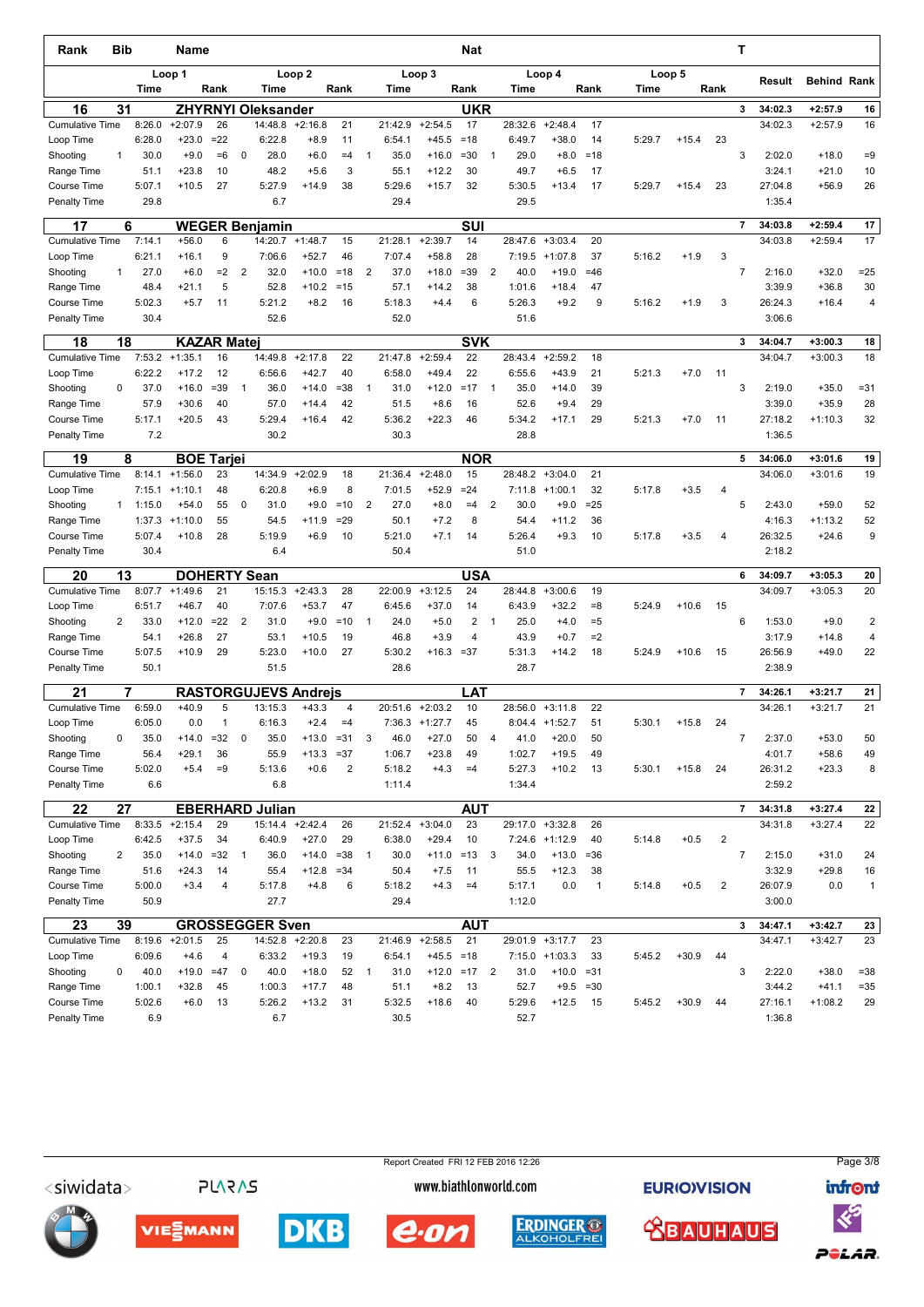| Rank | Bib | Name | | | | | | | | | | Nat | | | | | | | T | | | |
|---|---|---|---|---|---|---|---|---|---|---|---|---|---|---|---|---|---|---|---|---|---|---|
| | | Loop 1 | | | | Loop 2 | | | | Loop 3 | | | | Loop 4 | | | Loop 5 | | | Result | Behind | Rank |
| | | Time | | Rank | | Time | | Rank | | Time | | Rank | | Time | | Rank | Time | | Rank | | | |
| **16** | **31** | **ZHYRNYI Oleksander** | | | | | | | | | | **UKR** | | | | | | | **3** | **34:02.3** | **+2:57.9** | **16** |
| Cumulative Time | | 8:26.0 | +2:07.9 | 26 | | 14:48.8 | +2:16.8 | 21 | | 21:42.9 | +2:54.5 | 17 | | 28:32.6 | +2:48.4 | 17 | | | | 34:02.3 | +2:57.9 | 16 |
| Loop Time | | 6:28.0 | +23.0 | =22 | | 6:22.8 | +8.9 | 11 | | 6:54.1 | +45.5 | =18 | | 6:49.7 | +38.0 | 14 | 5:29.7 | +15.4 | 23 | | | |
| Shooting | 1 | 30.0 | +9.0 | =6 | 0 | 28.0 | +6.0 | =4 | 1 | 35.0 | +16.0 | =30 | 1 | 29.0 | +8.0 | =18 | | | 3 | 2:02.0 | +18.0 | =9 |
| Range Time | | 51.1 | +23.8 | 10 | | 48.2 | +5.6 | 3 | | 55.1 | +12.2 | 30 | | 49.7 | +6.5 | 17 | | | | 3:24.1 | +21.0 | 10 |
| Course Time | | 5:07.1 | +10.5 | 27 | | 5:27.9 | +14.9 | 38 | | 5:29.6 | +15.7 | 32 | | 5:30.5 | +13.4 | 17 | 5:29.7 | +15.4 | 23 | 27:04.8 | +56.9 | 26 |
| Penalty Time | | 29.8 | | | | 6.7 | | | | 29.4 | | | | 29.5 | | | | | | 1:35.4 | | |
| **17** | **6** | **WEGER Benjamin** | | | | | | | | | | **SUI** | | | | | | | **7** | **34:03.8** | **+2:59.4** | **17** |
| Cumulative Time | | 7:14.1 | +56.0 | 6 | | 14:20.7 | +1:48.7 | 15 | | 21:28.1 | +2:39.7 | 14 | | 28:47.6 | +3:03.4 | 20 | | | | 34:03.8 | +2:59.4 | 17 |
| Loop Time | | 6:21.1 | +16.1 | 9 | | 7:06.6 | +52.7 | 46 | | 7:07.4 | +58.8 | 28 | | 7:19.5 | +1:07.8 | 37 | 5:16.2 | +1.9 | 3 | | | |
| Shooting | 1 | 27.0 | +6.0 | =2 | 2 | 32.0 | +10.0 | =18 | 2 | 37.0 | +18.0 | =39 | 2 | 40.0 | +19.0 | =46 | | | 7 | 2:16.0 | +32.0 | =25 |
| Range Time | | 48.4 | +21.1 | 5 | | 52.8 | +10.2 | =15 | | 57.1 | +14.2 | 38 | | 1:01.6 | +18.4 | 47 | | | | 3:39.9 | +36.8 | 30 |
| Course Time | | 5:02.3 | +5.7 | 11 | | 5:21.2 | +8.2 | 16 | | 5:18.3 | +4.4 | 6 | | 5:26.3 | +9.2 | 9 | 5:16.2 | +1.9 | 3 | 26:24.3 | +16.4 | 4 |
| Penalty Time | | 30.4 | | | | 52.6 | | | | 52.0 | | | | 51.6 | | | | | | 3:06.6 | | |
| **18** | **18** | **KAZAR Matej** | | | | | | | | | | **SVK** | | | | | | | **3** | **34:04.7** | **+3:00.3** | **18** |
| Cumulative Time | | 7:53.2 | +1:35.1 | 16 | | 14:49.8 | +2:17.8 | 22 | | 21:47.8 | +2:59.4 | 22 | | 28:43.4 | +2:59.2 | 18 | | | | 34:04.7 | +3:00.3 | 18 |
| Loop Time | | 6:22.2 | +17.2 | 12 | | 6:56.6 | +42.7 | 40 | | 6:58.0 | +49.4 | 22 | | 6:55.6 | +43.9 | 21 | 5:21.3 | +7.0 | 11 | | | |
| Shooting | 0 | 37.0 | +16.0 | =39 | 1 | 36.0 | +14.0 | =38 | 1 | 31.0 | +12.0 | =17 | 1 | 35.0 | +14.0 | 39 | | | 3 | 2:19.0 | +35.0 | =31 |
| Range Time | | 57.9 | +30.6 | 40 | | 57.0 | +14.4 | 42 | | 51.5 | +8.6 | 16 | | 52.6 | +9.4 | 29 | | | | 3:39.0 | +35.9 | 28 |
| Course Time | | 5:17.1 | +20.5 | 43 | | 5:29.4 | +16.4 | 42 | | 5:36.2 | +22.3 | 46 | | 5:34.2 | +17.1 | 29 | 5:21.3 | +7.0 | 11 | 27:18.2 | +1:10.3 | 32 |
| Penalty Time | | 7.2 | | | | 30.2 | | | | 30.3 | | | | 28.8 | | | | | | 1:36.5 | | |
| **19** | **8** | **BOE Tarjei** | | | | | | | | | | **NOR** | | | | | | | **5** | **34:06.0** | **+3:01.6** | **19** |
| Cumulative Time | | 8:14.1 | +1:56.0 | 23 | | 14:34.9 | +2:02.9 | 18 | | 21:36.4 | +2:48.0 | 15 | | 28:48.2 | +3:04.0 | 21 | | | | 34:06.0 | +3:01.6 | 19 |
| Loop Time | | 7:15.1 | +1:10.1 | 48 | | 6:20.8 | +6.9 | 8 | | 7:01.5 | +52.9 | =24 | | 7:11.8 | +1:00.1 | 32 | 5:17.8 | +3.5 | 4 | | | |
| Shooting | 1 | 1:15.0 | +54.0 | 55 | 0 | 31.0 | +9.0 | =10 | 2 | 27.0 | +8.0 | =4 | 2 | 30.0 | +9.0 | =25 | | | 5 | 2:43.0 | +59.0 | 52 |
| Range Time | | 1:37.3 | +1:10.0 | 55 | | 54.5 | +11.9 | =29 | | 50.1 | +7.2 | 8 | | 54.4 | +11.2 | 36 | | | | 4:16.3 | +1:13.2 | 52 |
| Course Time | | 5:07.4 | +10.8 | 28 | | 5:19.9 | +6.9 | 10 | | 5:21.0 | +7.1 | 14 | | 5:26.4 | +9.3 | 10 | 5:17.8 | +3.5 | 4 | 26:32.5 | +24.6 | 9 |
| Penalty Time | | 30.4 | | | | 6.4 | | | | 50.4 | | | | 51.0 | | | | | | 2:18.2 | | |
| **20** | **13** | **DOHERTY Sean** | | | | | | | | | | **USA** | | | | | | | **6** | **34:09.7** | **+3:05.3** | **20** |
| Cumulative Time | | 8:07.7 | +1:49.6 | 21 | | 15:15.3 | +2:43.3 | 28 | | 22:00.9 | +3:12.5 | 24 | | 28:44.8 | +3:00.6 | 19 | | | | 34:09.7 | +3:05.3 | 20 |
| Loop Time | | 6:51.7 | +46.7 | 40 | | 7:07.6 | +53.7 | 47 | | 6:45.6 | +37.0 | 14 | | 6:43.9 | +32.2 | =8 | 5:24.9 | +10.6 | 15 | | | |
| Shooting | 2 | 33.0 | +12.0 | =22 | 2 | 31.0 | +9.0 | =10 | 1 | 24.0 | +5.0 | 2 | 1 | 25.0 | +4.0 | =5 | | | 6 | 1:53.0 | +9.0 | 2 |
| Range Time | | 54.1 | +26.8 | 27 | | 53.1 | +10.5 | 19 | | 46.8 | +3.9 | 4 | | 43.9 | +0.7 | =2 | | | | 3:17.9 | +14.8 | 4 |
| Course Time | | 5:07.5 | +10.9 | 29 | | 5:23.0 | +10.0 | 27 | | 5:30.2 | +16.3 | =37 | | 5:31.3 | +14.2 | 18 | 5:24.9 | +10.6 | 15 | 26:56.9 | +49.0 | 22 |
| Penalty Time | | 50.1 | | | | 51.5 | | | | 28.6 | | | | 28.7 | | | | | | 2:38.9 | | |
| **21** | **7** | **RASTORGUJEVS Andrejs** | | | | | | | | | | **LAT** | | | | | | | **7** | **34:26.1** | **+3:21.7** | **21** |
| Cumulative Time | | 6:59.0 | +40.9 | 5 | | 13:15.3 | +43.3 | 4 | | 20:51.6 | +2:03.2 | 10 | | 28:56.0 | +3:11.8 | 22 | | | | 34:26.1 | +3:21.7 | 21 |
| Loop Time | | 6:05.0 | 0.0 | 1 | | 6:16.3 | +2.4 | =4 | | 7:36.3 | +1:27.7 | 45 | | 8:04.4 | +1:52.7 | 51 | 5:30.1 | +15.8 | 24 | | | |
| Shooting | 0 | 35.0 | +14.0 | =32 | 0 | 35.0 | +13.0 | =31 | 3 | 46.0 | +27.0 | 50 | 4 | 41.0 | +20.0 | 50 | | | 7 | 2:37.0 | +53.0 | 50 |
| Range Time | | 56.4 | +29.1 | 36 | | 55.9 | +13.3 | =37 | | 1:06.7 | +23.8 | 49 | | 1:02.7 | +19.5 | 49 | | | | 4:01.7 | +58.6 | 49 |
| Course Time | | 5:02.0 | +5.4 | =9 | | 5:13.6 | +0.6 | 2 | | 5:18.2 | +4.3 | =4 | | 5:27.3 | +10.2 | 13 | 5:30.1 | +15.8 | 24 | 26:31.2 | +23.3 | 8 |
| Penalty Time | | 6.6 | | | | 6.8 | | | | 1:11.4 | | | | 1:34.4 | | | | | | 2:59.2 | | |
| **22** | **27** | **EBERHARD Julian** | | | | | | | | | | **AUT** | | | | | | | **7** | **34:31.8** | **+3:27.4** | **22** |
| Cumulative Time | | 8:33.5 | +2:15.4 | 29 | | 15:14.4 | +2:42.4 | 26 | | 21:52.4 | +3:04.0 | 23 | | 29:17.0 | +3:32.8 | 26 | | | | 34:31.8 | +3:27.4 | 22 |
| Loop Time | | 6:42.5 | +37.5 | 34 | | 6:40.9 | +27.0 | 29 | | 6:38.0 | +29.4 | 10 | | 7:24.6 | +1:12.9 | 40 | 5:14.8 | +0.5 | 2 | | | |
| Shooting | 2 | 35.0 | +14.0 | =32 | 1 | 36.0 | +14.0 | =38 | 1 | 30.0 | +11.0 | =13 | 3 | 34.0 | +13.0 | =36 | | | 7 | 2:15.0 | +31.0 | 24 |
| Range Time | | 51.6 | +24.3 | 14 | | 55.4 | +12.8 | =34 | | 50.4 | +7.5 | 11 | | 55.5 | +12.3 | 38 | | | | 3:32.9 | +29.8 | 16 |
| Course Time | | 5:00.0 | +3.4 | 4 | | 5:17.8 | +4.8 | 6 | | 5:18.2 | +4.3 | =4 | | 5:17.1 | 0.0 | 1 | 5:14.8 | +0.5 | 2 | 26:07.9 | 0.0 | 1 |
| Penalty Time | | 50.9 | | | | 27.7 | | | | 29.4 | | | | 1:12.0 | | | | | | 3:00.0 | | |
| **23** | **39** | **GROSSEGGER Sven** | | | | | | | | | | **AUT** | | | | | | | **3** | **34:47.1** | **+3:42.7** | **23** |
| Cumulative Time | | 8:19.6 | +2:01.5 | 25 | | 14:52.8 | +2:20.8 | 23 | | 21:46.9 | +2:58.5 | 21 | | 29:01.9 | +3:17.7 | 23 | | | | 34:47.1 | +3:42.7 | 23 |
| Loop Time | | 6:09.6 | +4.6 | 4 | | 6:33.2 | +19.3 | 19 | | 6:54.1 | +45.5 | =18 | | 7:15.0 | +1:03.3 | 33 | 5:45.2 | +30.9 | 44 | | | |
| Shooting | 0 | 40.0 | +19.0 | =47 | 0 | 40.0 | +18.0 | 52 | 1 | 31.0 | +12.0 | =17 | 2 | 31.0 | +10.0 | =31 | | | 3 | 2:22.0 | +38.0 | =38 |
| Range Time | | 1:00.1 | +32.8 | 45 | | 1:00.3 | +17.7 | 48 | | 51.1 | +8.2 | 13 | | 52.7 | +9.5 | =30 | | | | 3:44.2 | +41.1 | =35 |
| Course Time | | 5:02.6 | +6.0 | 13 | | 5:26.2 | +13.2 | 31 | | 5:32.5 | +18.6 | 40 | | 5:29.6 | +12.5 | 15 | 5:45.2 | +30.9 | 44 | 27:16.1 | +1:08.2 | 29 |
| Penalty Time | | 6.9 | | | | 6.7 | | | | 30.5 | | | | 52.7 | | | | | | 1:36.8 | | |

Report Created FRI 12 FEB 2016 12:26

www.biathlonworld.com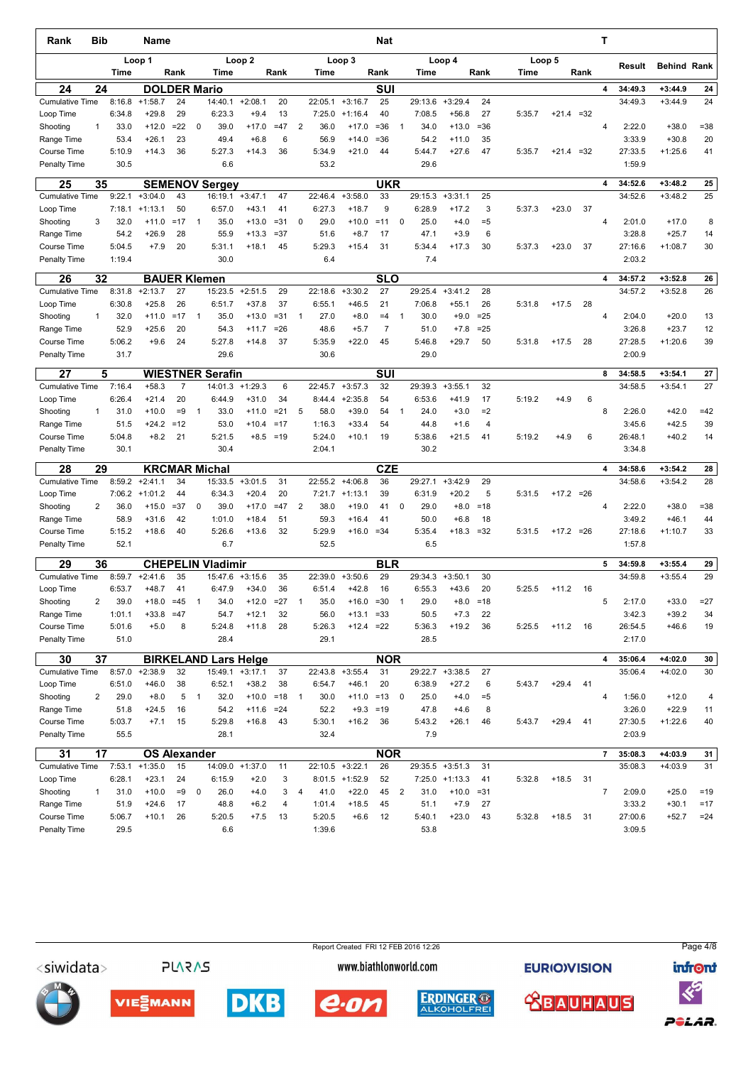| Rank | Bib | Name | | | | | | | | Nat | | | | | | | | T | | | |
|---|---|---|---|---|---|---|---|---|---|---|---|---|---|---|---|---|---|---|---|---|---|
| | Loop 1 | | | Loop 2 | | | Loop 3 | | | Loop 4 | | | Loop 5 | | | | | | Result | Behind | Rank |
| | Time | | Rank | Time | | Rank | Time | | Rank | Time | | Rank | Time | | Rank | | | | | | |
| **24** | **24** | **DOLDER Mario** | | | | | | | | **SUI** | | | | | | | | **4** | **34:49.3** | **+3:44.9** | **24** |
| Cumulative Time | 8:16.8 | +1:58.7 | 24 | 14:40.1 | +2:08.1 | 20 | 22:05.1 | +3:16.7 | 25 | 29:13.6 | +3:29.4 | 24 | | | | | | | 34:49.3 | +3:44.9 | 24 |
| Loop Time | 6:34.8 | +29.8 | 29 | 6:23.3 | +9.4 | 13 | 7:25.0 | +1:16.4 | 40 | 7:08.5 | +56.8 | 27 | 5:35.7 | +21.4 | =32 | | | | | | |
| Shooting | 1 | 33.0 | +12.0 =22 | 0 | 39.0 | +17.0 =47 | 2 | 36.0 | +17.0 =36 | 1 | 34.0 | +13.0 =36 | | | | | | 4 | 2:22.0 | +38.0 | =38 |
| Range Time | 53.4 | +26.1 | 23 | 49.4 | +6.8 | 6 | 56.9 | +14.0 | =36 | 54.2 | +11.0 | 35 | | | | | | | 3:33.9 | +30.8 | 20 |
| Course Time | 5:10.9 | +14.3 | 36 | 5:27.3 | +14.3 | 36 | 5:34.9 | +21.0 | 44 | 5:44.7 | +27.6 | 47 | 5:35.7 | +21.4 | =32 | | | | 27:33.5 | +1:25.6 | 41 |
| Penalty Time | 30.5 | | | 6.6 | | | 53.2 | | | 29.6 | | | | | | | | | 1:59.9 | | |
| **25** | **35** | **SEMENOV Sergey** | | | | | | | | **UKR** | | | | | | | | **4** | **34:52.6** | **+3:48.2** | **25** |
| Cumulative Time | 9:22.1 | +3:04.0 | 43 | 16:19.1 | +3:47.1 | 47 | 22:46.4 | +3:58.0 | 33 | 29:15.3 | +3:31.1 | 25 | | | | | | | 34:52.6 | +3:48.2 | 25 |
| Loop Time | 7:18.1 | +1:13.1 | 50 | 6:57.0 | +43.1 | 41 | 6:27.3 | +18.7 | 9 | 6:28.9 | +17.2 | 3 | 5:37.3 | +23.0 | 37 | | | | | | |
| Shooting | 3 | 32.0 | +11.0 =17 | 1 | 35.0 | +13.0 =31 | 0 | 29.0 | +10.0 =11 | 0 | 25.0 | +4.0 =5 | | | | | | 4 | 2:01.0 | +17.0 | 8 |
| Range Time | 54.2 | +26.9 | 28 | 55.9 | +13.3 | =37 | 51.6 | +8.7 | 17 | 47.1 | +3.9 | 6 | | | | | | | 3:28.8 | +25.7 | 14 |
| Course Time | 5:04.5 | +7.9 | 20 | 5:31.1 | +18.1 | 45 | 5:29.3 | +15.4 | 31 | 5:34.4 | +17.3 | 30 | 5:37.3 | +23.0 | 37 | | | | 27:16.6 | +1:08.7 | 30 |
| Penalty Time | 1:19.4 | | | 30.0 | | | 6.4 | | | 7.4 | | | | | | | | | 2:03.2 | | |
| **26** | **32** | **BAUER Klemen** | | | | | | | | **SLO** | | | | | | | | **4** | **34:57.2** | **+3:52.8** | **26** |
| Cumulative Time | 8:31.8 | +2:13.7 | 27 | 15:23.5 | +2:51.5 | 29 | 22:18.6 | +3:30.2 | 27 | 29:25.4 | +3:41.2 | 28 | | | | | | | 34:57.2 | +3:52.8 | 26 |
| Loop Time | 6:30.8 | +25.8 | 26 | 6:51.7 | +37.8 | 37 | 6:55.1 | +46.5 | 21 | 7:06.8 | +55.1 | 26 | 5:31.8 | +17.5 | 28 | | | | | | |
| Shooting | 1 | 32.0 | +11.0 =17 | 1 | 35.0 | +13.0 =31 | 1 | 27.0 | +8.0 =4 | 1 | 30.0 | +9.0 =25 | | | | | | 4 | 2:04.0 | +20.0 | 13 |
| Range Time | 52.9 | +25.6 | 20 | 54.3 | +11.7 | =26 | 48.6 | +5.7 | 7 | 51.0 | +7.8 | =25 | | | | | | | 3:26.8 | +23.7 | 12 |
| Course Time | 5:06.2 | +9.6 | 24 | 5:27.8 | +14.8 | 37 | 5:35.9 | +22.0 | 45 | 5:46.8 | +29.7 | 50 | 5:31.8 | +17.5 | 28 | | | | 27:28.5 | +1:20.6 | 39 |
| Penalty Time | 31.7 | | | 29.6 | | | 30.6 | | | 29.0 | | | | | | | | | 2:00.9 | | |
| **27** | **5** | **WIESTNER Serafin** | | | | | | | | **SUI** | | | | | | | | **8** | **34:58.5** | **+3:54.1** | **27** |
| Cumulative Time | 7:16.4 | +58.3 | 7 | 14:01.3 | +1:29.3 | 6 | 22:45.7 | +3:57.3 | 32 | 29:39.3 | +3:55.1 | 32 | | | | | | | 34:58.5 | +3:54.1 | 27 |
| Loop Time | 6:26.4 | +21.4 | 20 | 6:44.9 | +31.0 | 34 | 8:44.4 | +2:35.8 | 54 | 6:53.6 | +41.9 | 17 | 5:19.2 | +4.9 | 6 | | | | | | |
| Shooting | 1 | 31.0 | +10.0 =9 | 1 | 33.0 | +11.0 =21 | 5 | 58.0 | +39.0 54 | 1 | 24.0 | +3.0 =2 | | | | | | 8 | 2:26.0 | +42.0 | =42 |
| Range Time | 51.5 | +24.2 | =12 | 53.0 | +10.4 | =17 | 1:16.3 | +33.4 | 54 | 44.8 | +1.6 | 4 | | | | | | | 3:45.6 | +42.5 | 39 |
| Course Time | 5:04.8 | +8.2 | 21 | 5:21.5 | +8.5 | =19 | 5:24.0 | +10.1 | 19 | 5:38.6 | +21.5 | 41 | 5:19.2 | +4.9 | 6 | | | | 26:48.1 | +40.2 | 14 |
| Penalty Time | 30.1 | | | 30.4 | | | 2:04.1 | | | 30.2 | | | | | | | | | 3:34.8 | | |
| **28** | **29** | **KRCMAR Michal** | | | | | | | | **CZE** | | | | | | | | **4** | **34:58.6** | **+3:54.2** | **28** |
| Cumulative Time | 8:59.2 | +2:41.1 | 34 | 15:33.5 | +3:01.5 | 31 | 22:55.2 | +4:06.8 | 36 | 29:27.1 | +3:42.9 | 29 | | | | | | | 34:58.6 | +3:54.2 | 28 |
| Loop Time | 7:06.2 | +1:01.2 | 44 | 6:34.3 | +20.4 | 20 | 7:21.7 | +1:13.1 | 39 | 6:31.9 | +20.2 | 5 | 5:31.5 | +17.2 | =26 | | | | | | |
| Shooting | 2 | 36.0 | +15.0 =37 | 0 | 39.0 | +17.0 =47 | 2 | 38.0 | +19.0 41 | 0 | 29.0 | +8.0 =18 | | | | | | 4 | 2:22.0 | +38.0 | =38 |
| Range Time | 58.9 | +31.6 | 42 | 1:01.0 | +18.4 | 51 | 59.3 | +16.4 | 41 | 50.0 | +6.8 | 18 | | | | | | | 3:49.2 | +46.1 | 44 |
| Course Time | 5:15.2 | +18.6 | 40 | 5:26.6 | +13.6 | 32 | 5:29.9 | +16.0 | =34 | 5:35.4 | +18.3 | =32 | 5:31.5 | +17.2 | =26 | | | | 27:18.6 | +1:10.7 | 33 |
| Penalty Time | 52.1 | | | 6.7 | | | 52.5 | | | 6.5 | | | | | | | | | 1:57.8 | | |
| **29** | **36** | **CHEPELIN Vladimir** | | | | | | | | **BLR** | | | | | | | | **5** | **34:59.8** | **+3:55.4** | **29** |
| Cumulative Time | 8:59.7 | +2:41.6 | 35 | 15:47.6 | +3:15.6 | 35 | 22:39.0 | +3:50.6 | 29 | 29:34.3 | +3:50.1 | 30 | | | | | | | 34:59.8 | +3:55.4 | 29 |
| Loop Time | 6:53.7 | +48.7 | 41 | 6:47.9 | +34.0 | 36 | 6:51.4 | +42.8 | 16 | 6:55.3 | +43.6 | 20 | 5:25.5 | +11.2 | 16 | | | | | | |
| Shooting | 2 | 39.0 | +18.0 =45 | 1 | 34.0 | +12.0 =27 | 1 | 35.0 | +16.0 =30 | 1 | 29.0 | +8.0 =18 | | | | | | 5 | 2:17.0 | +33.0 | =27 |
| Range Time | 1:01.1 | +33.8 | =47 | 54.7 | +12.1 | 32 | 56.0 | +13.1 | =33 | 50.5 | +7.3 | 22 | | | | | | | 3:42.3 | +39.2 | 34 |
| Course Time | 5:01.6 | +5.0 | 8 | 5:24.8 | +11.8 | 28 | 5:26.3 | +12.4 | =22 | 5:36.3 | +19.2 | 36 | 5:25.5 | +11.2 | 16 | | | | 26:54.5 | +46.6 | 19 |
| Penalty Time | 51.0 | | | 28.4 | | | 29.1 | | | 28.5 | | | | | | | | | 2:17.0 | | |
| **30** | **37** | **BIRKELAND Lars Helge** | | | | | | | | **NOR** | | | | | | | | **4** | **35:06.4** | **+4:02.0** | **30** |
| Cumulative Time | 8:57.0 | +2:38.9 | 32 | 15:49.1 | +3:17.1 | 37 | 22:43.8 | +3:55.4 | 31 | 29:22.7 | +3:38.5 | 27 | | | | | | | 35:06.4 | +4:02.0 | 30 |
| Loop Time | 6:51.0 | +46.0 | 38 | 6:52.1 | +38.2 | 38 | 6:54.7 | +46.1 | 20 | 6:38.9 | +27.2 | 6 | 5:43.7 | +29.4 | 41 | | | | | | |
| Shooting | 2 | 29.0 | +8.0 5 | 1 | 32.0 | +10.0 =18 | 1 | 30.0 | +11.0 =13 | 0 | 25.0 | +4.0 =5 | | | | | | 4 | 1:56.0 | +12.0 | 4 |
| Range Time | 51.8 | +24.5 | 16 | 54.2 | +11.6 | =24 | 52.2 | +9.3 | =19 | 47.8 | +4.6 | 8 | | | | | | | 3:26.0 | +22.9 | 11 |
| Course Time | 5:03.7 | +7.1 | 15 | 5:29.8 | +16.8 | 43 | 5:30.1 | +16.2 | 36 | 5:43.2 | +26.1 | 46 | 5:43.7 | +29.4 | 41 | | | | 27:30.5 | +1:22.6 | 40 |
| Penalty Time | 55.5 | | | 28.1 | | | 32.4 | | | 7.9 | | | | | | | | | 2:03.9 | | |
| **31** | **17** | **OS Alexander** | | | | | | | | **NOR** | | | | | | | | **7** | **35:08.3** | **+4:03.9** | **31** |
| Cumulative Time | 7:53.1 | +1:35.0 | 15 | 14:09.0 | +1:37.0 | 11 | 22:10.5 | +3:22.1 | 26 | 29:35.5 | +3:51.3 | 31 | | | | | | | 35:08.3 | +4:03.9 | 31 |
| Loop Time | 6:28.1 | +23.1 | 24 | 6:15.9 | +2.0 | 3 | 8:01.5 | +1:52.9 | 52 | 7:25.0 | +1:13.3 | 41 | 5:32.8 | +18.5 | 31 | | | | | | |
| Shooting | 1 | 31.0 | +10.0 =9 | 0 | 26.0 | +4.0 3 | 4 | 41.0 | +22.0 45 | 2 | 31.0 | +10.0 =31 | | | | | | 7 | 2:09.0 | +25.0 | =19 |
| Range Time | 51.9 | +24.6 | 17 | 48.8 | +6.2 | 4 | 1:01.4 | +18.5 | 45 | 51.1 | +7.9 | 27 | | | | | | | 3:33.2 | +30.1 | =17 |
| Course Time | 5:06.7 | +10.1 | 26 | 5:20.5 | +7.5 | 13 | 5:20.5 | +6.6 | 12 | 5:40.1 | +23.0 | 43 | 5:32.8 | +18.5 | 31 | | | | 27:00.6 | +52.7 | =24 |
| Penalty Time | 29.5 | | | 6.6 | | | 1:39.6 | | | 53.8 | | | | | | | | | 3:09.5 | | |

Report Created FRI 12 FEB 2016 12:26

www.biathlonworld.com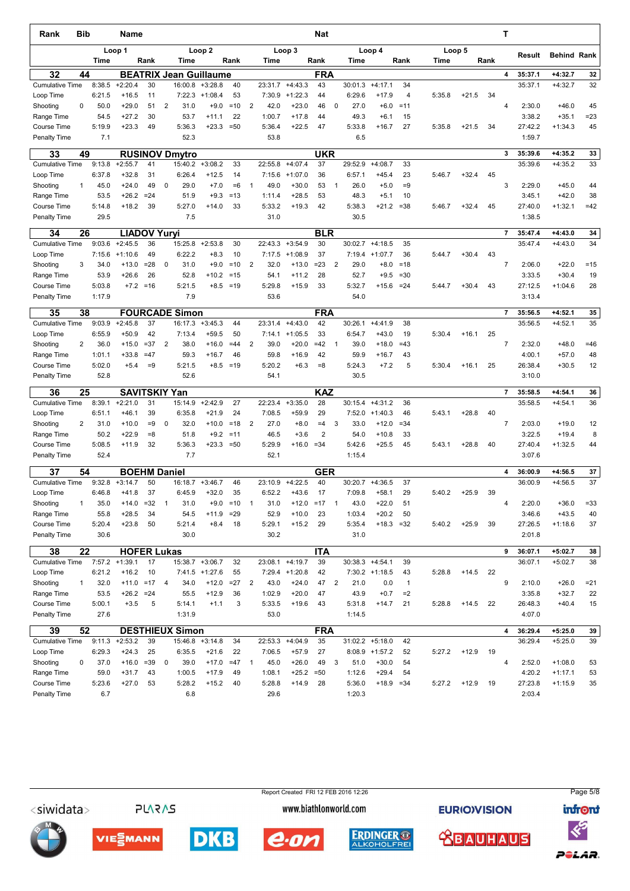| Rank | Bib | Name | | | | | | | | | | | Nat | | | | | | | T | | | |
|---|---|---|---|---|---|---|---|---|---|---|---|---|---|---|---|---|---|---|---|---|---|---|---|
| | | Loop 1 | | | | Loop 2 | | | | Loop 3 | | | | Loop 4 | | | | Loop 5 | | | Result | Behind | Rank |
| | | Time | | Rank | | Time | | Rank | | Time | | Rank | | Time | | Rank | | Time | | Rank | | | |
| **32** | **44** | **BEATRIX Jean Guillaume** | | | | | | | | | | | **FRA** | | | | | | | **4** | **35:37.1** | **+4:32.7** | **32** |
| Cumulative Time | | 8:38.5 | +2:20.4 | 30 | | 16:00.8 | +3:28.8 | 40 | | 23:31.7 | +4:43.3 | 43 | | 30:01.3 | +4:17.1 | 34 | | | | | 35:37.1 | +4:32.7 | 32 |
| Loop Time | | 6:21.5 | +16.5 | 11 | | 7:22.3 | +1:08.4 | 53 | | 7:30.9 | +1:22.3 | 44 | | 6:29.6 | +17.9 | 4 | | 5:35.8 | +21.5 | 34 | | | |
| Shooting | 0 | 50.0 | +29.0 | 51 | 2 | 31.0 | +9.0 | =10 | 2 | 42.0 | +23.0 | 46 | 0 | 27.0 | +6.0 | =11 | | | | 4 | 2:30.0 | +46.0 | 45 |
| Range Time | | 54.5 | +27.2 | 30 | | 53.7 | +11.1 | 22 | | 1:00.7 | +17.8 | 44 | | 49.3 | +6.1 | 15 | | | | | 3:38.2 | +35.1 | =23 |
| Course Time | | 5:19.9 | +23.3 | 49 | | 5:36.3 | +23.3 | =50 | | 5:36.4 | +22.5 | 47 | | 5:33.8 | +16.7 | 27 | | 5:35.8 | +21.5 | 34 | 27:42.2 | +1:34.3 | 45 |
| Penalty Time | | 7.1 | | | | 52.3 | | | | 53.8 | | | | 6.5 | | | | | | | 1:59.7 | | |
| **33** | **49** | **RUSINOV Dmytro** | | | | | | | | | | | **UKR** | | | | | | | **3** | **35:39.6** | **+4:35.2** | **33** |
| Cumulative Time | | 9:13.8 | +2:55.7 | 41 | | 15:40.2 | +3:08.2 | 33 | | 22:55.8 | +4:07.4 | 37 | | 29:52.9 | +4:08.7 | 33 | | | | | 35:39.6 | +4:35.2 | 33 |
| Loop Time | | 6:37.8 | +32.8 | 31 | | 6:26.4 | +12.5 | 14 | | 7:15.6 | +1:07.0 | 36 | | 6:57.1 | +45.4 | 23 | | 5:46.7 | +32.4 | 45 | | | |
| Shooting | 1 | 45.0 | +24.0 | 49 | 0 | 29.0 | +7.0 | =6 | 1 | 49.0 | +30.0 | 53 | 1 | 26.0 | +5.0 | =9 | | | | 3 | 2:29.0 | +45.0 | 44 |
| Range Time | | 53.5 | +26.2 | =24 | | 51.9 | +9.3 | =13 | | 1:11.4 | +28.5 | 53 | | 48.3 | +5.1 | 10 | | | | | 3:45.1 | +42.0 | 38 |
| Course Time | | 5:14.8 | +18.2 | 39 | | 5:27.0 | +14.0 | 33 | | 5:33.2 | +19.3 | 42 | | 5:38.3 | +21.2 | =38 | | 5:46.7 | +32.4 | 45 | 27:40.0 | +1:32.1 | =42 |
| Penalty Time | | 29.5 | | | | 7.5 | | | | 31.0 | | | | 30.5 | | | | | | | 1:38.5 | | |
| **34** | **26** | **LIADOV Yuryi** | | | | | | | | | | | **BLR** | | | | | | | **7** | **35:47.4** | **+4:43.0** | **34** |
| Cumulative Time | | 9:03.6 | +2:45.5 | 36 | | 15:25.8 | +2:53.8 | 30 | | 22:43.3 | +3:54.9 | 30 | | 30:02.7 | +4:18.5 | 35 | | | | | 35:47.4 | +4:43.0 | 34 |
| Loop Time | | 7:15.6 | +1:10.6 | 49 | | 6:22.2 | +8.3 | 10 | | 7:17.5 | +1:08.9 | 37 | | 7:19.4 | +1:07.7 | 36 | | 5:44.7 | +30.4 | 43 | | | |
| Shooting | 3 | 34.0 | +13.0 | =28 | 0 | 31.0 | +9.0 | =10 | 2 | 32.0 | +13.0 | =23 | 2 | 29.0 | +8.0 | =18 | | | | 7 | 2:06.0 | +22.0 | =15 |
| Range Time | | 53.9 | +26.6 | 26 | | 52.8 | +10.2 | =15 | | 54.1 | +11.2 | 28 | | 52.7 | +9.5 | =30 | | | | | 3:33.5 | +30.4 | 19 |
| Course Time | | 5:03.8 | +7.2 | =16 | | 5:21.5 | +8.5 | =19 | | 5:29.8 | +15.9 | 33 | | 5:32.7 | +15.6 | =24 | | 5:44.7 | +30.4 | 43 | 27:12.5 | +1:04.6 | 28 |
| Penalty Time | | 1:17.9 | | | | 7.9 | | | | 53.6 | | | | 54.0 | | | | | | | 3:13.4 | | |
| **35** | **38** | **FOURCADE Simon** | | | | | | | | | | | **FRA** | | | | | | | **7** | **35:56.5** | **+4:52.1** | **35** |
| Cumulative Time | | 9:03.9 | +2:45.8 | 37 | | 16:17.3 | +3:45.3 | 44 | | 23:31.4 | +4:43.0 | 42 | | 30:26.1 | +4:41.9 | 38 | | | | | 35:56.5 | +4:52.1 | 35 |
| Loop Time | | 6:55.9 | +50.9 | 42 | | 7:13.4 | +59.5 | 50 | | 7:14.1 | +1:05.5 | 33 | | 6:54.7 | +43.0 | 19 | | 5:30.4 | +16.1 | 25 | | | |
| Shooting | 2 | 36.0 | +15.0 | =37 | 2 | 38.0 | +16.0 | =44 | 2 | 39.0 | +20.0 | =42 | 1 | 39.0 | +18.0 | =43 | | | | 7 | 2:32.0 | +48.0 | =46 |
| Range Time | | 1:01.1 | +33.8 | =47 | | 59.3 | +16.7 | 46 | | 59.8 | +16.9 | 42 | | 59.9 | +16.7 | 43 | | | | | 4:00.1 | +57.0 | 48 |
| Course Time | | 5:02.0 | +5.4 | =9 | | 5:21.5 | +8.5 | =19 | | 5:20.2 | +6.3 | =8 | | 5:24.3 | +7.2 | 5 | | 5:30.4 | +16.1 | 25 | 26:38.4 | +30.5 | 12 |
| Penalty Time | | 52.8 | | | | 52.6 | | | | 54.1 | | | | 30.5 | | | | | | | 3:10.0 | | |
| **36** | **25** | **SAVITSKIY Yan** | | | | | | | | | | | **KAZ** | | | | | | | **7** | **35:58.5** | **+4:54.1** | **36** |
| Cumulative Time | | 8:39.1 | +2:21.0 | 31 | | 15:14.9 | +2:42.9 | 27 | | 22:23.4 | +3:35.0 | 28 | | 30:15.4 | +4:31.2 | 36 | | | | | 35:58.5 | +4:54.1 | 36 |
| Loop Time | | 6:51.1 | +46.1 | 39 | | 6:35.8 | +21.9 | 24 | | 7:08.5 | +59.9 | 29 | | 7:52.0 | +1:40.3 | 46 | | 5:43.1 | +28.8 | 40 | | | |
| Shooting | 2 | 31.0 | +10.0 | =9 | 0 | 32.0 | +10.0 | =18 | 2 | 27.0 | +8.0 | =4 | 3 | 33.0 | +12.0 | =34 | | | | 7 | 2:03.0 | +19.0 | 12 |
| Range Time | | 50.2 | +22.9 | =8 | | 51.8 | +9.2 | =11 | | 46.5 | +3.6 | 2 | | 54.0 | +10.8 | 33 | | | | | 3:22.5 | +19.4 | 8 |
| Course Time | | 5:08.5 | +11.9 | 32 | | 5:36.3 | +23.3 | =50 | | 5:29.9 | +16.0 | =34 | | 5:42.6 | +25.5 | 45 | | 5:43.1 | +28.8 | 40 | 27:40.4 | +1:32.5 | 44 |
| Penalty Time | | 52.4 | | | | 7.7 | | | | 52.1 | | | | 1:15.4 | | | | | | | 3:07.6 | | |
| **37** | **54** | **BOEHM Daniel** | | | | | | | | | | | **GER** | | | | | | | **4** | **36:00.9** | **+4:56.5** | **37** |
| Cumulative Time | | 9:32.8 | +3:14.7 | 50 | | 16:18.7 | +3:46.7 | 46 | | 23:10.9 | +4:22.5 | 40 | | 30:20.7 | +4:36.5 | 37 | | | | | 36:00.9 | +4:56.5 | 37 |
| Loop Time | | 6:46.8 | +41.8 | 37 | | 6:45.9 | +32.0 | 35 | | 6:52.2 | +43.6 | 17 | | 7:09.8 | +58.1 | 29 | | 5:40.2 | +25.9 | 39 | | | |
| Shooting | 1 | 35.0 | +14.0 | =32 | 1 | 31.0 | +9.0 | =10 | 1 | 31.0 | +12.0 | =17 | 1 | 43.0 | +22.0 | 51 | | | | 4 | 2:20.0 | +36.0 | =33 |
| Range Time | | 55.8 | +28.5 | 34 | | 54.5 | +11.9 | =29 | | 52.9 | +10.0 | 23 | | 1:03.4 | +20.2 | 50 | | | | | 3:46.6 | +43.5 | 40 |
| Course Time | | 5:20.4 | +23.8 | 50 | | 5:21.4 | +8.4 | 18 | | 5:29.1 | +15.2 | 29 | | 5:35.4 | +18.3 | =32 | | 5:40.2 | +25.9 | 39 | 27:26.5 | +1:18.6 | 37 |
| Penalty Time | | 30.6 | | | | 30.0 | | | | 30.2 | | | | 31.0 | | | | | | | 2:01.8 | | |
| **38** | **22** | **HOFER Lukas** | | | | | | | | | | | **ITA** | | | | | | | **9** | **36:07.1** | **+5:02.7** | **38** |
| Cumulative Time | | 7:57.2 | +1:39.1 | 17 | | 15:38.7 | +3:06.7 | 32 | | 23:08.1 | +4:19.7 | 39 | | 30:38.3 | +4:54.1 | 39 | | | | | 36:07.1 | +5:02.7 | 38 |
| Loop Time | | 6:21.2 | +16.2 | 10 | | 7:41.5 | +1:27.6 | 55 | | 7:29.4 | +1:20.8 | 42 | | 7:30.2 | +1:18.5 | 43 | | 5:28.8 | +14.5 | 22 | | | |
| Shooting | 1 | 32.0 | +11.0 | =17 | 4 | 34.0 | +12.0 | =27 | 2 | 43.0 | +24.0 | 47 | 2 | 21.0 | 0.0 | 1 | | | | 9 | 2:10.0 | +26.0 | =21 |
| Range Time | | 53.5 | +26.2 | =24 | | 55.5 | +12.9 | 36 | | 1:02.9 | +20.0 | 47 | | 43.9 | +0.7 | =2 | | | | | 3:35.8 | +32.7 | 22 |
| Course Time | | 5:00.1 | +3.5 | 5 | | 5:14.1 | +1.1 | 3 | | 5:33.5 | +19.6 | 43 | | 5:31.8 | +14.7 | 21 | | 5:28.8 | +14.5 | 22 | 26:48.3 | +40.4 | 15 |
| Penalty Time | | 27.6 | | | | 1:31.9 | | | | 53.0 | | | | 1:14.5 | | | | | | | 4:07.0 | | |
| **39** | **52** | **DESTHIEUX Simon** | | | | | | | | | | | **FRA** | | | | | | | **4** | **36:29.4** | **+5:25.0** | **39** |
| Cumulative Time | | 9:11.3 | +2:53.2 | 39 | | 15:46.8 | +3:14.8 | 34 | | 22:53.3 | +4:04.9 | 35 | | 31:02.2 | +5:18.0 | 42 | | | | | 36:29.4 | +5:25.0 | 39 |
| Loop Time | | 6:29.3 | +24.3 | 25 | | 6:35.5 | +21.6 | 22 | | 7:06.5 | +57.9 | 27 | | 8:08.9 | +1:57.2 | 52 | | 5:27.2 | +12.9 | 19 | | | |
| Shooting | 0 | 37.0 | +16.0 | =39 | 0 | 39.0 | +17.0 | =47 | 1 | 45.0 | +26.0 | 49 | 3 | 51.0 | +30.0 | 54 | | | | 4 | 2:52.0 | +1:08.0 | 53 |
| Range Time | | 59.0 | +31.7 | 43 | | 1:00.5 | +17.9 | 49 | | 1:08.1 | +25.2 | =50 | | 1:12.6 | +29.4 | 54 | | | | | 4:20.2 | +1:17.1 | 53 |
| Course Time | | 5:23.6 | +27.0 | 53 | | 5:28.2 | +15.2 | 40 | | 5:28.8 | +14.9 | 28 | | 5:36.0 | +18.9 | =34 | | 5:27.2 | +12.9 | 19 | 27:23.8 | +1:15.9 | 35 |
| Penalty Time | | 6.7 | | | | 6.8 | | | | 29.6 | | | | 1:20.3 | | | | | | | 2:03.4 | | |

Report Created FRI 12 FEB 2016 12:26

www.biathlonworld.com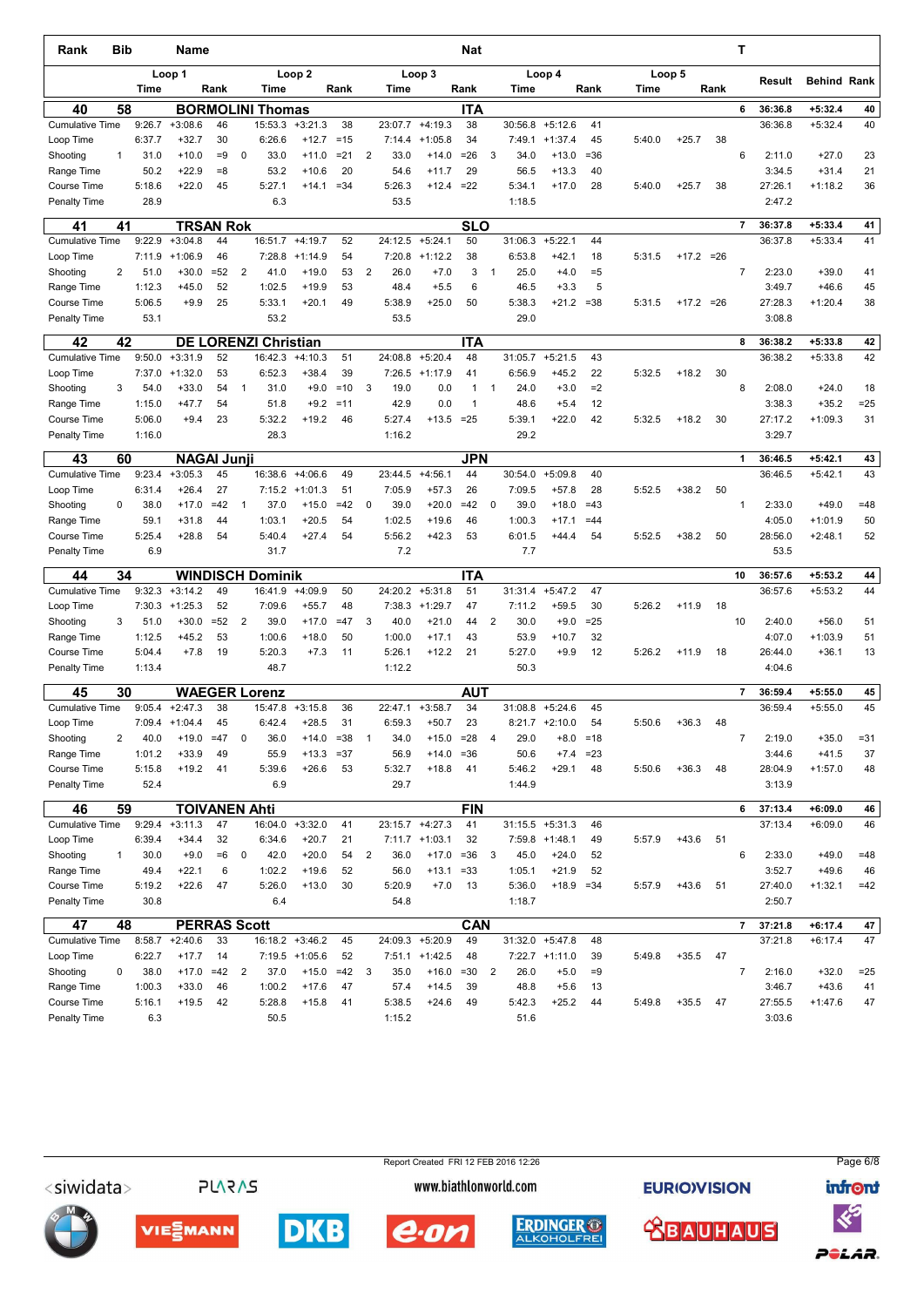| Rank | Bib | Name | | | | | | | | | | | | | Nat | | | | | T | | | |
|---|---|---|---|---|---|---|---|---|---|---|---|---|---|---|---|---|---|---|---|---|---|---|---|
| | | Loop 1 | | | | Loop 2 | | | | Loop 3 | | | | Loop 4 | | | | Loop 5 | | | Result | Behind | Rank |
| | | Time | | Rank | | Time | | Rank | | Time | | Rank | | Time | | Rank | | Time | | Rank | | | |
| **40** | **58** | **BORMOLINI Thomas** | | | | | | | | | | | | | **ITA** | | | | | **6** | **36:36.8** | **+5:32.4** | **40** |
| Cumulative Time | | 9:26.7 | +3:08.6 | 46 | | 15:53.3 | +3:21.3 | 38 | | 23:07.7 | +4:19.3 | 38 | | 30:56.8 | +5:12.6 | 41 | | | | | 36:36.8 | +5:32.4 | 40 |
| Loop Time | | 6:37.7 | +32.7 | 30 | | 6:26.6 | +12.7 | =15 | | 7:14.4 | +1:05.8 | 34 | | 7:49.1 | +1:37.4 | 45 | | 5:40.0 | +25.7 | 38 | | | |
| Shooting | 1 | 31.0 | +10.0 | =9 | 0 | 33.0 | +11.0 | =21 | 2 | 33.0 | +14.0 | =26 | 3 | 34.0 | +13.0 | =36 | | | | 6 | 2:11.0 | +27.0 | 23 |
| Range Time | | 50.2 | +22.9 | =8 | | 53.2 | +10.6 | 20 | | 54.6 | +11.7 | 29 | | 56.5 | +13.3 | 40 | | | | | 3:34.5 | +31.4 | 21 |
| Course Time | | 5:18.6 | +22.0 | 45 | | 5:27.1 | +14.1 | =34 | | 5:26.3 | +12.4 | =22 | | 5:34.1 | +17.0 | 28 | | 5:40.0 | +25.7 | 38 | 27:26.1 | +1:18.2 | 36 |
| Penalty Time | | 28.9 | | | | 6.3 | | | | 53.5 | | | | 1:18.5 | | | | | | | 2:47.2 | | |
| **41** | **41** | **TRSAN Rok** | | | | | | | | | | | | | **SLO** | | | | | **7** | **36:37.8** | **+5:33.4** | **41** |
| Cumulative Time | | 9:22.9 | +3:04.8 | 44 | | 16:51.7 | +4:19.7 | 52 | | 24:12.5 | +5:24.1 | 50 | | 31:06.3 | +5:22.1 | 44 | | | | | 36:37.8 | +5:33.4 | 41 |
| Loop Time | | 7:11.9 | +1:06.9 | 46 | | 7:28.8 | +1:14.9 | 54 | | 7:20.8 | +1:12.2 | 38 | | 6:53.8 | +42.1 | 18 | | 5:31.5 | +17.2 | =26 | | | |
| Shooting | 2 | 51.0 | +30.0 | =52 | 2 | 41.0 | +19.0 | 53 | 2 | 26.0 | +7.0 | 3 | 1 | 25.0 | +4.0 | =5 | | | | 7 | 2:23.0 | +39.0 | 41 |
| Range Time | | 1:12.3 | +45.0 | 52 | | 1:02.5 | +19.9 | 53 | | 48.4 | +5.5 | 6 | | 46.5 | +3.3 | 5 | | | | | 3:49.7 | +46.6 | 45 |
| Course Time | | 5:06.5 | +9.9 | 25 | | 5:33.1 | +20.1 | 49 | | 5:38.9 | +25.0 | 50 | | 5:38.3 | +21.2 | =38 | | 5:31.5 | +17.2 | =26 | 27:28.3 | +1:20.4 | 38 |
| Penalty Time | | 53.1 | | | | 53.2 | | | | 53.5 | | | | 29.0 | | | | | | | 3:08.8 | | |
| **42** | **42** | **DE LORENZI Christian** | | | | | | | | | | | | | **ITA** | | | | | **8** | **36:38.2** | **+5:33.8** | **42** |
| Cumulative Time | | 9:50.0 | +3:31.9 | 52 | | 16:42.3 | +4:10.3 | 51 | | 24:08.8 | +5:20.4 | 48 | | 31:05.7 | +5:21.5 | 43 | | | | | 36:38.2 | +5:33.8 | 42 |
| Loop Time | | 7:37.0 | +1:32.0 | 53 | | 6:52.3 | +38.4 | 39 | | 7:26.5 | +1:17.9 | 41 | | 6:56.9 | +45.2 | 22 | | 5:32.5 | +18.2 | 30 | | | |
| Shooting | 3 | 54.0 | +33.0 | 54 | 1 | 31.0 | +9.0 | =10 | 3 | 19.0 | 0.0 | 1 | 1 | 24.0 | +3.0 | =2 | | | | 8 | 2:08.0 | +24.0 | 18 |
| Range Time | | 1:15.0 | +47.7 | 54 | | 51.8 | +9.2 | =11 | | 42.9 | 0.0 | 1 | | 48.6 | +5.4 | 12 | | | | | 3:38.3 | +35.2 | =25 |
| Course Time | | 5:06.0 | +9.4 | 23 | | 5:32.2 | +19.2 | 46 | | 5:27.4 | +13.5 | =25 | | 5:39.1 | +22.0 | 42 | | 5:32.5 | +18.2 | 30 | 27:17.2 | +1:09.3 | 31 |
| Penalty Time | | 1:16.0 | | | | 28.3 | | | | 1:16.2 | | | | 29.2 | | | | | | | 3:29.7 | | |
| **43** | **60** | **NAGAI Junji** | | | | | | | | | | | | | **JPN** | | | | | **1** | **36:46.5** | **+5:42.1** | **43** |
| Cumulative Time | | 9:23.4 | +3:05.3 | 45 | | 16:38.6 | +4:06.6 | 49 | | 23:44.5 | +4:56.1 | 44 | | 30:54.0 | +5:09.8 | 40 | | | | | 36:46.5 | +5:42.1 | 43 |
| Loop Time | | 6:31.4 | +26.4 | 27 | | 7:15.2 | +1:01.3 | 51 | | 7:05.9 | +57.3 | 26 | | 7:09.5 | +57.8 | 28 | | 5:52.5 | +38.2 | 50 | | | |
| Shooting | 0 | 38.0 | +17.0 | =42 | 1 | 37.0 | +15.0 | =42 | 0 | 39.0 | +20.0 | =42 | 0 | 39.0 | +18.0 | =43 | | | | 1 | 2:33.0 | +49.0 | =48 |
| Range Time | | 59.1 | +31.8 | 44 | | 1:03.1 | +20.5 | 54 | | 1:02.5 | +19.6 | 46 | | 1:00.3 | +17.1 | =44 | | | | | 4:05.0 | +1:01.9 | 50 |
| Course Time | | 5:25.4 | +28.8 | 54 | | 5:40.4 | +27.4 | 54 | | 5:56.2 | +42.3 | 53 | | 6:01.5 | +44.4 | 54 | | 5:52.5 | +38.2 | 50 | 28:56.0 | +2:48.1 | 52 |
| Penalty Time | | 6.9 | | | | 31.7 | | | | 7.2 | | | | 7.7 | | | | | | | 53.5 | | |
| **44** | **34** | **WINDISCH Dominik** | | | | | | | | | | | | | **ITA** | | | | | **10** | **36:57.6** | **+5:53.2** | **44** |
| Cumulative Time | | 9:32.3 | +3:14.2 | 49 | | 16:41.9 | +4:09.9 | 50 | | 24:20.2 | +5:31.8 | 51 | | 31:31.4 | +5:47.2 | 47 | | | | | 36:57.6 | +5:53.2 | 44 |
| Loop Time | | 7:30.3 | +1:25.3 | 52 | | 7:09.6 | +55.7 | 48 | | 7:38.3 | +1:29.7 | 47 | | 7:11.2 | +59.5 | 30 | | 5:26.2 | +11.9 | 18 | | | |
| Shooting | 3 | 51.0 | +30.0 | =52 | 2 | 39.0 | +17.0 | =47 | 3 | 40.0 | +21.0 | 44 | 2 | 30.0 | +9.0 | =25 | | | | 10 | 2:40.0 | +56.0 | 51 |
| Range Time | | 1:12.5 | +45.2 | 53 | | 1:00.6 | +18.0 | 50 | | 1:00.0 | +17.1 | 43 | | 53.9 | +10.7 | 32 | | | | | 4:07.0 | +1:03.9 | 51 |
| Course Time | | 5:04.4 | +7.8 | 19 | | 5:20.3 | +7.3 | 11 | | 5:26.1 | +12.2 | 21 | | 5:27.0 | +9.9 | 12 | | 5:26.2 | +11.9 | 18 | 26:44.0 | +36.1 | 13 |
| Penalty Time | | 1:13.4 | | | | 48.7 | | | | 1:12.2 | | | | 50.3 | | | | | | | 4:04.6 | | |
| **45** | **30** | **WAEGER Lorenz** | | | | | | | | | | | | | **AUT** | | | | | **7** | **36:59.4** | **+5:55.0** | **45** |
| Cumulative Time | | 9:05.4 | +2:47.3 | 38 | | 15:47.8 | +3:15.8 | 36 | | 22:47.1 | +3:58.7 | 34 | | 31:08.8 | +5:24.6 | 45 | | | | | 36:59.4 | +5:55.0 | 45 |
| Loop Time | | 7:09.4 | +1:04.4 | 45 | | 6:42.4 | +28.5 | 31 | | 6:59.3 | +50.7 | 23 | | 8:21.7 | +2:10.0 | 54 | | 5:50.6 | +36.3 | 48 | | | |
| Shooting | 2 | 40.0 | +19.0 | =47 | 0 | 36.0 | +14.0 | =38 | 1 | 34.0 | +15.0 | =28 | 4 | 29.0 | +8.0 | =18 | | | | 7 | 2:19.0 | +35.0 | =31 |
| Range Time | | 1:01.2 | +33.9 | 49 | | 55.9 | +13.3 | =37 | | 56.9 | +14.0 | =36 | | 50.6 | +7.4 | =23 | | | | | 3:44.6 | +41.5 | 37 |
| Course Time | | 5:15.8 | +19.2 | 41 | | 5:39.6 | +26.6 | 53 | | 5:32.7 | +18.8 | 41 | | 5:46.2 | +29.1 | 48 | | 5:50.6 | +36.3 | 48 | 28:04.9 | +1:57.0 | 48 |
| Penalty Time | | 52.4 | | | | 6.9 | | | | 29.7 | | | | 1:44.9 | | | | | | | 3:13.9 | | |
| **46** | **59** | **TOIVANEN Ahti** | | | | | | | | | | | | | **FIN** | | | | | **6** | **37:13.4** | **+6:09.0** | **46** |
| Cumulative Time | | 9:29.4 | +3:11.3 | 47 | | 16:04.0 | +3:32.0 | 41 | | 23:15.7 | +4:27.3 | 41 | | 31:15.5 | +5:31.3 | 46 | | | | | 37:13.4 | +6:09.0 | 46 |
| Loop Time | | 6:39.4 | +34.4 | 32 | | 6:34.6 | +20.7 | 21 | | 7:11.7 | +1:03.1 | 32 | | 7:59.8 | +1:48.1 | 49 | | 5:57.9 | +43.6 | 51 | | | |
| Shooting | 1 | 30.0 | +9.0 | =6 | 0 | 42.0 | +20.0 | 54 | 2 | 36.0 | +17.0 | =36 | 3 | 45.0 | +24.0 | 52 | | | | 6 | 2:33.0 | +49.0 | =48 |
| Range Time | | 49.4 | +22.1 | 6 | | 1:02.2 | +19.6 | 52 | | 56.0 | +13.1 | =33 | | 1:05.1 | +21.9 | 52 | | | | | 3:52.7 | +49.6 | 46 |
| Course Time | | 5:19.2 | +22.6 | 47 | | 5:26.0 | +13.0 | 30 | | 5:20.9 | +7.0 | 13 | | 5:36.0 | +18.9 | =34 | | 5:57.9 | +43.6 | 51 | 27:40.0 | +1:32.1 | =42 |
| Penalty Time | | 30.8 | | | | 6.4 | | | | 54.8 | | | | 1:18.7 | | | | | | | 2:50.7 | | |
| **47** | **48** | **PERRAS Scott** | | | | | | | | | | | | | **CAN** | | | | | **7** | **37:21.8** | **+6:17.4** | **47** |
| Cumulative Time | | 8:58.7 | +2:40.6 | 33 | | 16:18.2 | +3:46.2 | 45 | | 24:09.3 | +5:20.9 | 49 | | 31:32.0 | +5:47.8 | 48 | | | | | 37:21.8 | +6:17.4 | 47 |
| Loop Time | | 6:22.7 | +17.7 | 14 | | 7:19.5 | +1:05.6 | 52 | | 7:51.1 | +1:42.5 | 48 | | 7:22.7 | +1:11.0 | 39 | | 5:49.8 | +35.5 | 47 | | | |
| Shooting | 0 | 38.0 | +17.0 | =42 | 2 | 37.0 | +15.0 | =42 | 3 | 35.0 | +16.0 | =30 | 2 | 26.0 | +5.0 | =9 | | | | 7 | 2:16.0 | +32.0 | =25 |
| Range Time | | 1:00.3 | +33.0 | 46 | | 1:00.2 | +17.6 | 47 | | 57.4 | +14.5 | 39 | | 48.8 | +5.6 | 13 | | | | | 3:46.7 | +43.6 | 41 |
| Course Time | | 5:16.1 | +19.5 | 42 | | 5:28.8 | +15.8 | 41 | | 5:38.5 | +24.6 | 49 | | 5:42.3 | +25.2 | 44 | | 5:49.8 | +35.5 | 47 | 27:55.5 | +1:47.6 | 47 |
| Penalty Time | | 6.3 | | | | 50.5 | | | | 1:15.2 | | | | 51.6 | | | | | | | 3:03.6 | | |

Report Created FRI 12 FEB 2016 12:26

www.biathlonworld.com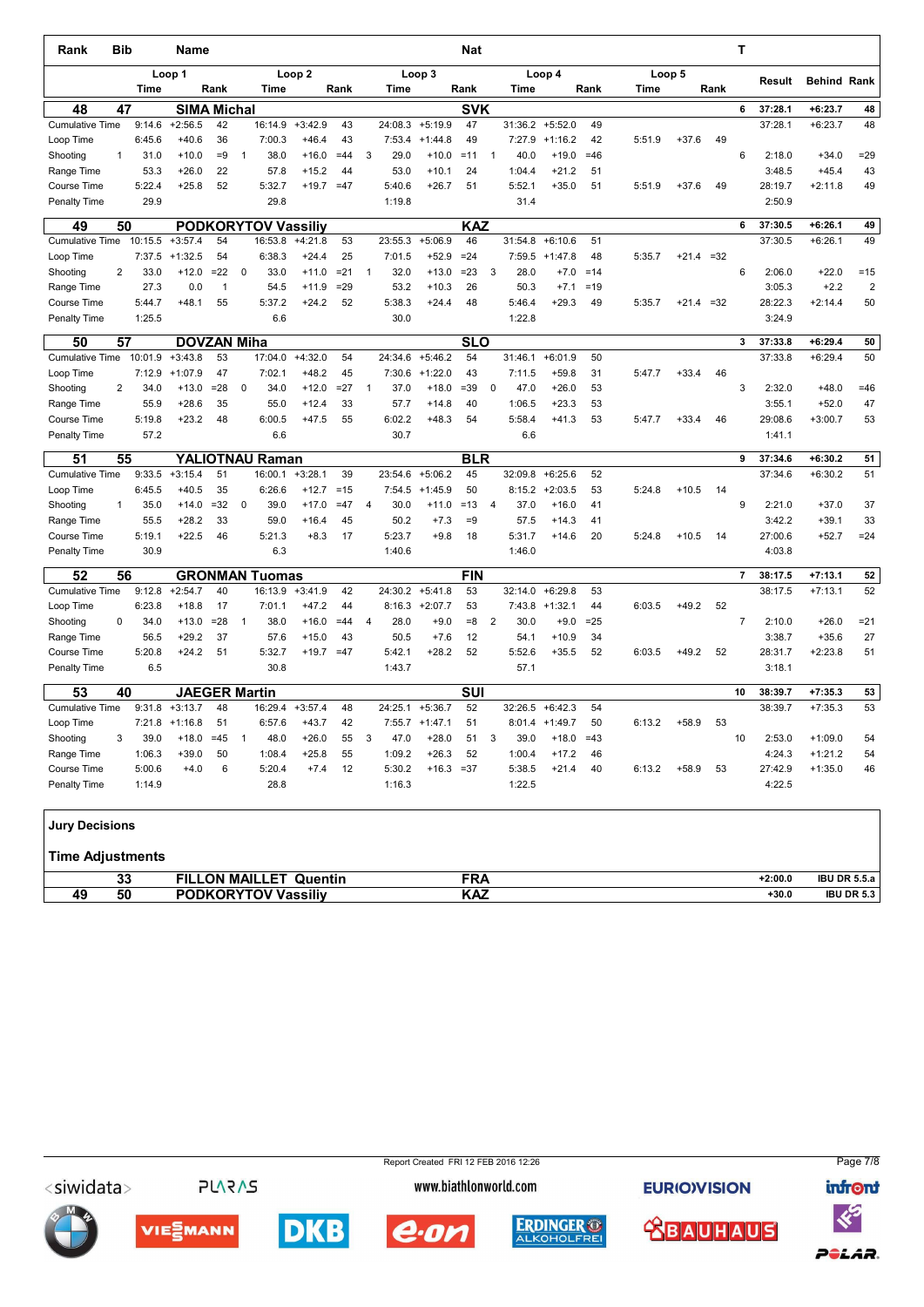| Rank | Bib | Name | | | | | | | | | | Nat | | | | | | | | T | Result | Behind | Rank |
|---|---|---|---|---|---|---|---|---|---|---|---|---|---|---|---|---|---|---|---|---|---|---|---|
| | | Loop 1 | | | Loop 2 | | | Loop 3 | | | | Loop 4 | | | | Loop 5 | | | | | | | |
| | | Time | | Rank | | Time | Rank | | Time | | Rank | | Time | | Rank | Time | | Rank | | | | | |
| **48** | **47** | **SIMA Michal** | | | | | | | | | | **SVK** | | | | | | | | **6** | **37:28.1** | **+6:23.7** | **48** |
| Cumulative Time | | 9:14.6 | +2:56.5 | 42 | | 16:14.9 | +3:42.9 | 43 | | 24:08.3 | +5:19.9 | 47 | | 31:36.2 | +5:52.0 | 49 | | | | | 37:28.1 | +6:23.7 | 48 |
| Loop Time | | 6:45.6 | +40.6 | 36 | | 7:00.3 | +46.4 | 43 | | 7:53.4 | +1:44.8 | 49 | | 7:27.9 | +1:16.2 | 42 | 5:51.9 | +37.6 | 49 | | | | |
| Shooting | 1 | 31.0 | +10.0 | =9 | 1 | 38.0 | +16.0 | =44 | 3 | 29.0 | +10.0 | =11 | 1 | 40.0 | +19.0 | =46 | | | | 6 | 2:18.0 | +34.0 | =29 |
| Range Time | | 53.3 | +26.0 | 22 | | 57.8 | +15.2 | 44 | | 53.0 | +10.1 | 24 | | 1:04.4 | +21.2 | 51 | | | | | 3:48.5 | +45.4 | 43 |
| Course Time | | 5:22.4 | +25.8 | 52 | | 5:32.7 | +19.7 | =47 | | 5:40.6 | +26.7 | 51 | | 5:52.1 | +35.0 | 51 | 5:51.9 | +37.6 | 49 | | 28:19.7 | +2:11.8 | 49 |
| Penalty Time | | 29.9 | | | | 29.8 | | | | 1:19.8 | | | | 31.4 | | | | | | | 2:50.9 | | |
| **49** | **50** | **PODKORYTOV Vassiliy** | | | | | | | | | | **KAZ** | | | | | | | | **6** | **37:30.5** | **+6:26.1** | **49** |
| Cumulative Time | | 10:15.5 | +3:57.4 | 54 | | 16:53.8 | +4:21.8 | 53 | | 23:55.3 | +5:06.9 | 46 | | 31:54.8 | +6:10.6 | 51 | | | | | 37:30.5 | +6:26.1 | 49 |
| Loop Time | | 7:37.5 | +1:32.5 | 54 | | 6:38.3 | +24.4 | 25 | | 7:01.5 | +52.9 | =24 | | 7:59.5 | +1:47.8 | 48 | 5:35.7 | +21.4 | =32 | | | | |
| Shooting | 2 | 33.0 | +12.0 | =22 | 0 | 33.0 | +11.0 | =21 | 1 | 32.0 | +13.0 | =23 | 3 | 28.0 | +7.0 | =14 | | | | 6 | 2:06.0 | +22.0 | =15 |
| Range Time | | 27.3 | 0.0 | 1 | | 54.5 | +11.9 | =29 | | 53.2 | +10.3 | 26 | | 50.3 | +7.1 | =19 | | | | | 3:05.3 | +2.2 | 2 |
| Course Time | | 5:44.7 | +48.1 | 55 | | 5:37.2 | +24.2 | 52 | | 5:38.3 | +24.4 | 48 | | 5:46.4 | +29.3 | 49 | 5:35.7 | +21.4 | =32 | | 28:22.3 | +2:14.4 | 50 |
| Penalty Time | | 1:25.5 | | | | 6.6 | | | | 30.0 | | | | 1:22.8 | | | | | | | 3:24.9 | | |
| **50** | **57** | **DOVZAN Miha** | | | | | | | | | | **SLO** | | | | | | | | **3** | **37:33.8** | **+6:29.4** | **50** |
| Cumulative Time | | 10:01.9 | +3:43.8 | 53 | | 17:04.0 | +4:32.0 | 54 | | 24:34.6 | +5:46.2 | 54 | | 31:46.1 | +6:01.9 | 50 | | | | | 37:33.8 | +6:29.4 | 50 |
| Loop Time | | 7:12.9 | +1:07.9 | 47 | | 7:02.1 | +48.2 | 45 | | 7:30.6 | +1:22.0 | 43 | | 7:11.5 | +59.8 | 31 | 5:47.7 | +33.4 | 46 | | | | |
| Shooting | 2 | 34.0 | +13.0 | =28 | 0 | 34.0 | +12.0 | =27 | 1 | 37.0 | +18.0 | =39 | 0 | 47.0 | +26.0 | 53 | | | | 3 | 2:32.0 | +48.0 | =46 |
| Range Time | | 55.9 | +28.6 | 35 | | 55.0 | +12.4 | 33 | | 57.7 | +14.8 | 40 | | 1:06.5 | +23.3 | 53 | | | | | 3:55.1 | +52.0 | 47 |
| Course Time | | 5:19.8 | +23.2 | 48 | | 6:00.5 | +47.5 | 55 | | 6:02.2 | +48.3 | 54 | | 5:58.4 | +41.3 | 53 | 5:47.7 | +33.4 | 46 | | 29:08.6 | +3:00.7 | 53 |
| Penalty Time | | 57.2 | | | | 6.6 | | | | 30.7 | | | | 6.6 | | | | | | | 1:41.1 | | |
| **51** | **55** | **YALIOTNAU Raman** | | | | | | | | | | **BLR** | | | | | | | | **9** | **37:34.6** | **+6:30.2** | **51** |
| Cumulative Time | | 9:33.5 | +3:15.4 | 51 | | 16:00.1 | +3:28.1 | 39 | | 23:54.6 | +5:06.2 | 45 | | 32:09.8 | +6:25.6 | 52 | | | | | 37:34.6 | +6:30.2 | 51 |
| Loop Time | | 6:45.5 | +40.5 | 35 | | 6:26.6 | +12.7 | =15 | | 7:54.5 | +1:45.9 | 50 | | 8:15.2 | +2:03.5 | 53 | 5:24.8 | +10.5 | 14 | | | | |
| Shooting | 1 | 35.0 | +14.0 | =32 | 0 | 39.0 | +17.0 | =47 | 4 | 30.0 | +11.0 | =13 | 4 | 37.0 | +16.0 | 41 | | | | 9 | 2:21.0 | +37.0 | 37 |
| Range Time | | 55.5 | +28.2 | 33 | | 59.0 | +16.4 | 45 | | 50.2 | +7.3 | =9 | | 57.5 | +14.3 | 41 | | | | | 3:42.2 | +39.1 | 33 |
| Course Time | | 5:19.1 | +22.5 | 46 | | 5:21.3 | +8.3 | 17 | | 5:23.7 | +9.8 | 18 | | 5:31.7 | +14.6 | 20 | 5:24.8 | +10.5 | 14 | | 27:00.6 | +52.7 | =24 |
| Penalty Time | | 30.9 | | | | 6.3 | | | | 1:40.6 | | | | 1:46.0 | | | | | | | 4:03.8 | | |
| **52** | **56** | **GRONMAN Tuomas** | | | | | | | | | | **FIN** | | | | | | | | **7** | **38:17.5** | **+7:13.1** | **52** |
| Cumulative Time | | 9:12.8 | +2:54.7 | 40 | | 16:13.9 | +3:41.9 | 42 | | 24:30.2 | +5:41.8 | 53 | | 32:14.0 | +6:29.8 | 53 | | | | | 38:17.5 | +7:13.1 | 52 |
| Loop Time | | 6:23.8 | +18.8 | 17 | | 7:01.1 | +47.2 | 44 | | 8:16.3 | +2:07.7 | 53 | | 7:43.8 | +1:32.1 | 44 | 6:03.5 | +49.2 | 52 | | | | |
| Shooting | 0 | 34.0 | +13.0 | =28 | 1 | 38.0 | +16.0 | =44 | 4 | 28.0 | +9.0 | =8 | 2 | 30.0 | +9.0 | =25 | | | | 7 | 2:10.0 | +26.0 | =21 |
| Range Time | | 56.5 | +29.2 | 37 | | 57.6 | +15.0 | 43 | | 50.5 | +7.6 | 12 | | 54.1 | +10.9 | 34 | | | | | 3:38.7 | +35.6 | 27 |
| Course Time | | 5:20.8 | +24.2 | 51 | | 5:32.7 | +19.7 | =47 | | 5:42.1 | +28.2 | 52 | | 5:52.6 | +35.5 | 52 | 6:03.5 | +49.2 | 52 | | 28:31.7 | +2:23.8 | 51 |
| Penalty Time | | 6.5 | | | | 30.8 | | | | 1:43.7 | | | | 57.1 | | | | | | | 3:18.1 | | |
| **53** | **40** | **JAEGER Martin** | | | | | | | | | | **SUI** | | | | | | | | **10** | **38:39.7** | **+7:35.3** | **53** |
| Cumulative Time | | 9:31.8 | +3:13.7 | 48 | | 16:29.4 | +3:57.4 | 48 | | 24:25.1 | +5:36.7 | 52 | | 32:26.5 | +6:42.3 | 54 | | | | | 38:39.7 | +7:35.3 | 53 |
| Loop Time | | 7:21.8 | +1:16.8 | 51 | | 6:57.6 | +43.7 | 42 | | 7:55.7 | +1:47.1 | 51 | | 8:01.4 | +1:49.7 | 50 | 6:13.2 | +58.9 | 53 | | | | |
| Shooting | 3 | 39.0 | +18.0 | =45 | 1 | 48.0 | +26.0 | 55 | 3 | 47.0 | +28.0 | 51 | 3 | 39.0 | +18.0 | =43 | | | | 10 | 2:53.0 | +1:09.0 | 54 |
| Range Time | | 1:06.3 | +39.0 | 50 | | 1:08.4 | +25.8 | 55 | | 1:09.2 | +26.3 | 52 | | 1:00.4 | +17.2 | 46 | | | | | 4:24.3 | +1:21.2 | 54 |
| Course Time | | 5:00.6 | +4.0 | 6 | | 5:20.4 | +7.4 | 12 | | 5:30.2 | +16.3 | =37 | | 5:38.5 | +21.4 | 40 | 6:13.2 | +58.9 | 53 | | 27:42.9 | +1:35.0 | 46 |
| Penalty Time | | 1:14.9 | | | | 28.8 | | | | 1:16.3 | | | | 1:22.5 | | | | | | | 4:22.5 | | |

**Jury Decisions**

**Time Adjustments**

| Rank | Bib | Name | Nat | | |
|---|---|---|---|---|---|
| | 33 | FILLON MAILLET Quentin | FRA | +2:00.0 | IBU DR 5.5.a |
| 49 | 50 | PODKORYTOV Vassiliy | KAZ | +30.0 | IBU DR 5.3 |

Report Created FRI 12 FEB 2016 12:26

www.biathlonworld.com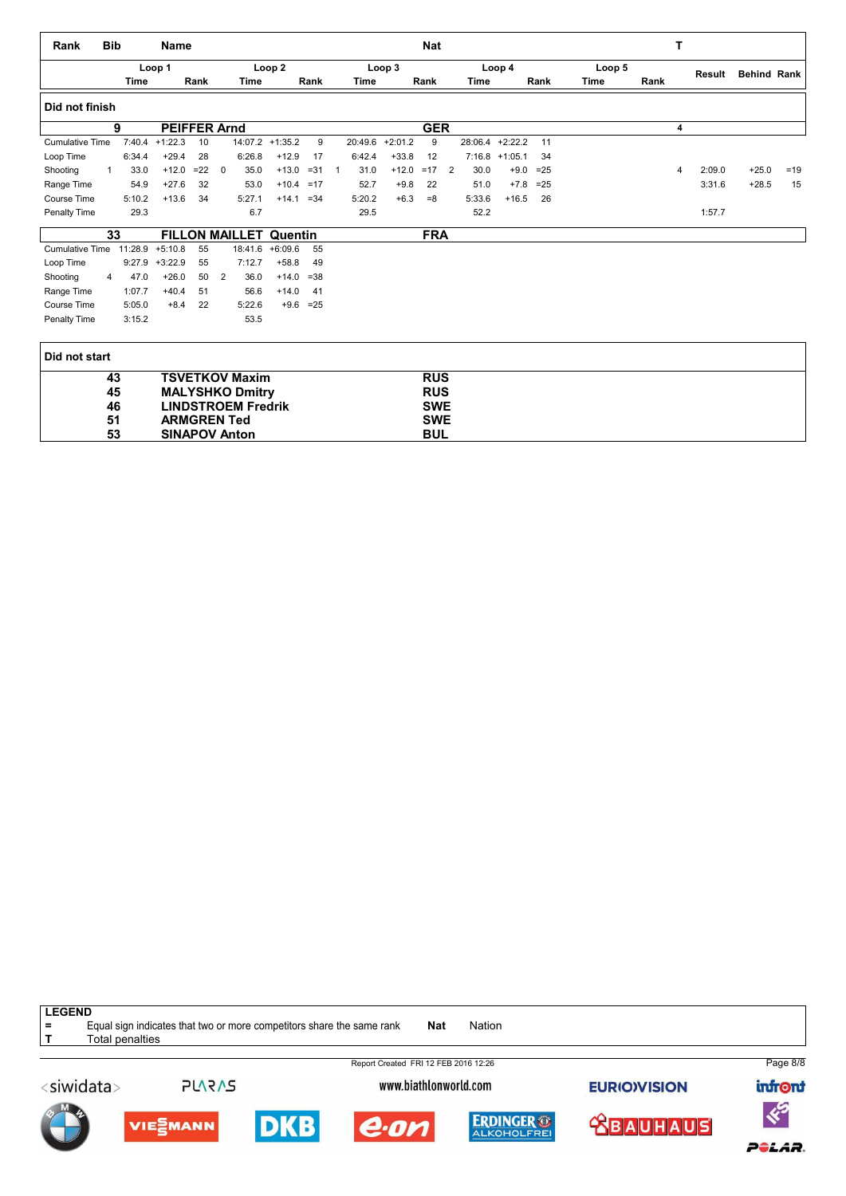| Rank | Bib | Name | | | | | | | | | | | Nat | | | | | | | | | T | | | |
|---|---|---|---|---|---|---|---|---|---|---|---|---|---|---|---|---|---|---|---|---|---|---|---|---|---|
| | | Loop 1 | | | | Loop 2 | | | | Loop 3 | | | | Loop 4 | | | | Loop 5 | | | | | Result | Behind | Rank |
| | | Time | | Rank | | Time | | Rank | | Time | | Rank | | Time | | Rank | | Time | | Rank | | | | | |

## Did not finish

| | | | | | | | | | | | | | | | | | | | | | | | |
|---|---|---|---|---|---|---|---|---|---|---|---|---|---|---|---|---|---|---|---|---|---|---|---|
| **9** | **PEIFFER Arnd** | | | | | | | | | | | | | **GER** | | | | **4** | | | | | |
| Cumulative Time | | 7:40.4 | +1:22.3 | 10 | | 14:07.2 | +1:35.2 | 9 | | 20:49.6 | +2:01.2 | 9 | | 28:06.4 | +2:22.2 | 11 | | | | | | | |
| Loop Time | | 6:34.4 | +29.4 | 28 | | 6:26.8 | +12.9 | 17 | | 6:42.4 | +33.8 | 12 | | 7:16.8 | +1:05.1 | 34 | | | | | | | |
| Shooting | 1 | 33.0 | +12.0 | =22 | 0 | 35.0 | +13.0 | =31 | 1 | 31.0 | +12.0 | =17 | 2 | 30.0 | +9.0 | =25 | | 4 | | | 2:09.0 | +25.0 | =19 |
| Range Time | | 54.9 | +27.6 | 32 | | 53.0 | +10.4 | =17 | | 52.7 | +9.8 | 22 | | 51.0 | +7.8 | =25 | | | | | 3:31.6 | +28.5 | 15 |
| Course Time | | 5:10.2 | +13.6 | 34 | | 5:27.1 | +14.1 | =34 | | 5:20.2 | +6.3 | =8 | | 5:33.6 | +16.5 | 26 | | | | | | | |
| Penalty Time | | 29.3 | | | | 6.7 | | | | 29.5 | | | | 52.2 | | | | | | | 1:57.7 | | |

| | | | | | | | | | |
|---|---|---|---|---|---|---|---|---|---|
| **33** | **FILLON MAILLET Quentin** | | | | | | | | **FRA** |
| Cumulative Time | | 11:28.9 | +5:10.8 | 55 | | 18:41.6 | +6:09.6 | 55 | |
| Loop Time | | 9:27.9 | +3:22.9 | 55 | | 7:12.7 | +58.8 | 49 | |
| Shooting | 4 | 47.0 | +26.0 | 50 | 2 | 36.0 | +14.0 | =38 | |
| Range Time | | 1:07.7 | +40.4 | 51 | | 56.6 | +14.0 | 41 | |
| Course Time | | 5:05.0 | +8.4 | 22 | | 5:22.6 | +9.6 | =25 | |
| Penalty Time | | 3:15.2 | | | | 53.5 | | | |

## Did not start

| | | |
|---|---|---|
| **43** | **TSVETKOV Maxim** | **RUS** |
| **45** | **MALYSHKO Dmitry** | **RUS** |
| **46** | **LINDSTROEM Fredrik** | **SWE** |
| **51** | **ARMGREN Ted** | **SWE** |
| **53** | **SINAPOV Anton** | **BUL** |

**LEGEND**

| | | | |
|---|---|---|---|
| = | Equal sign indicates that two or more competitors share the same rank | Nat | Nation |
| T | Total penalties | | |

Report Created FRI 12 FEB 2016 12:26

<siwidata> PLARAS www.biathlonworld.com EUROVISION infront BMW VIESMANN DKB e.on ERDINGER ALKOHOLFREI BAUHAUS IFS POLAR